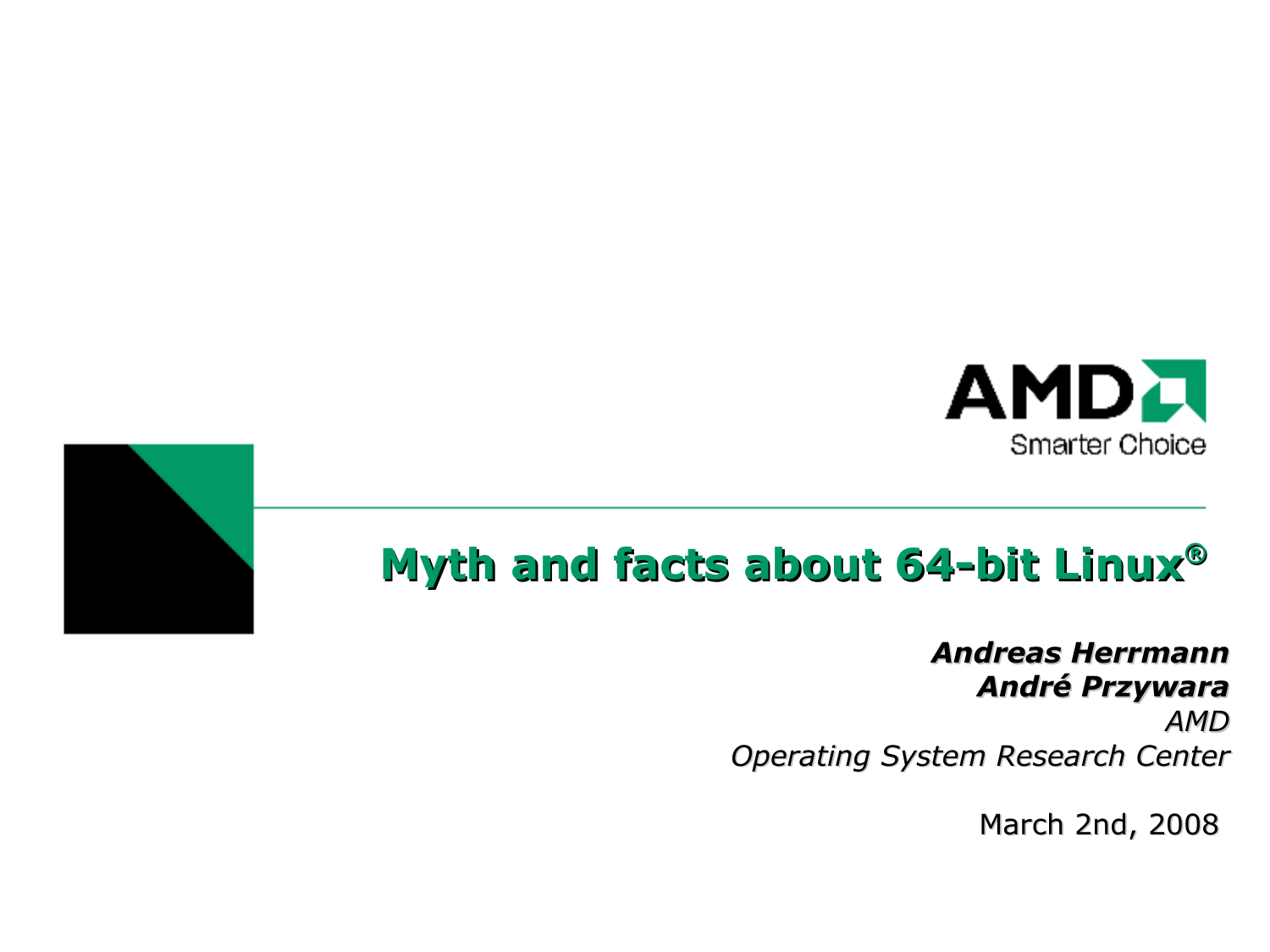AMD

Smarter Choice

# Myth and facts about 64-bit Linux®

***Andreas Herrmann***
***André Przywara***
*AMD*
*Operating System Research Center*

March 2nd, 2008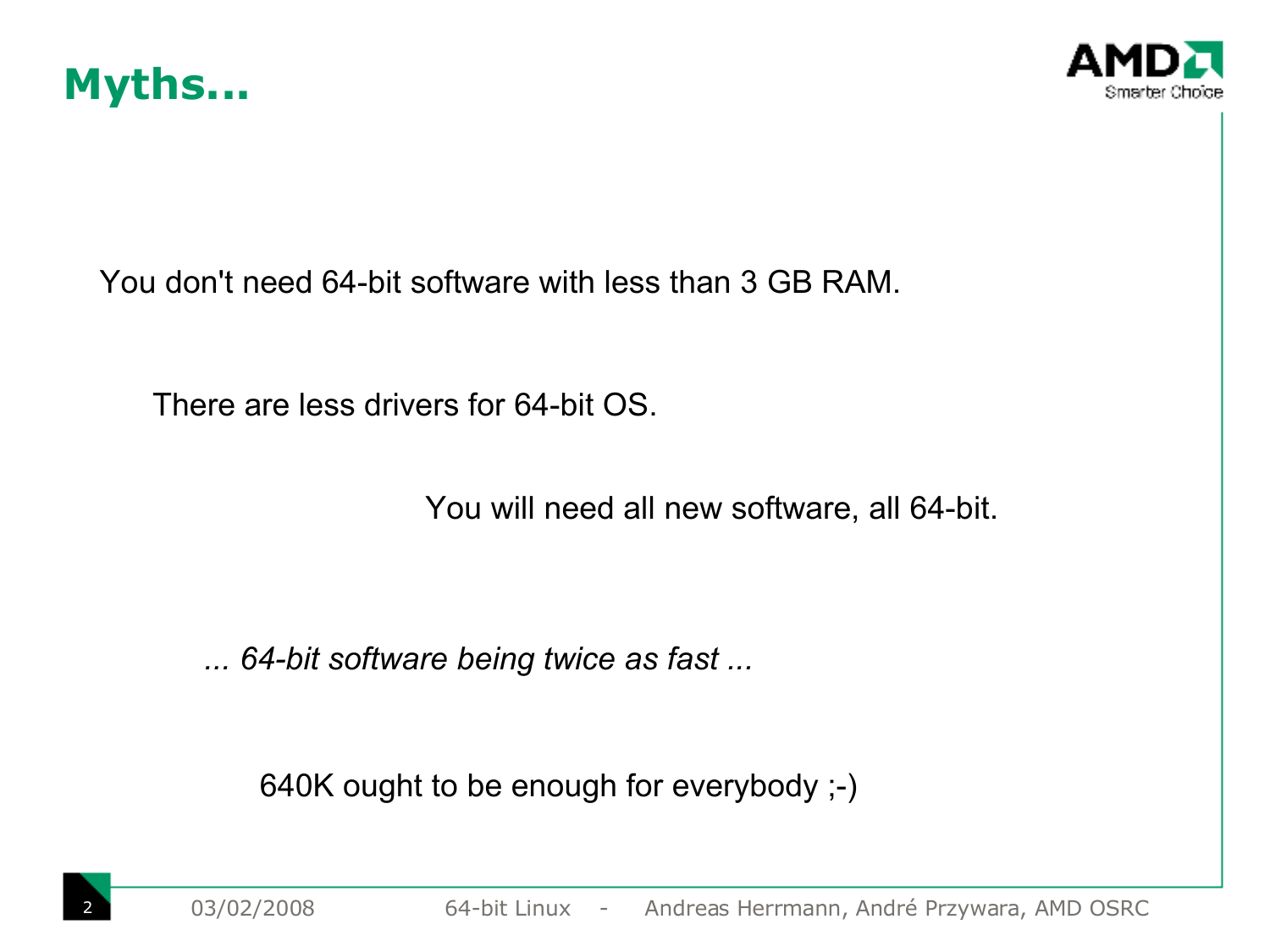# Myths...

You don't need 64-bit software with less than 3 GB RAM.

There are less drivers for 64-bit OS.

You will need all new software, all 64-bit.

*... 64-bit software being twice as fast ...*

640K ought to be enough for everybody ;-)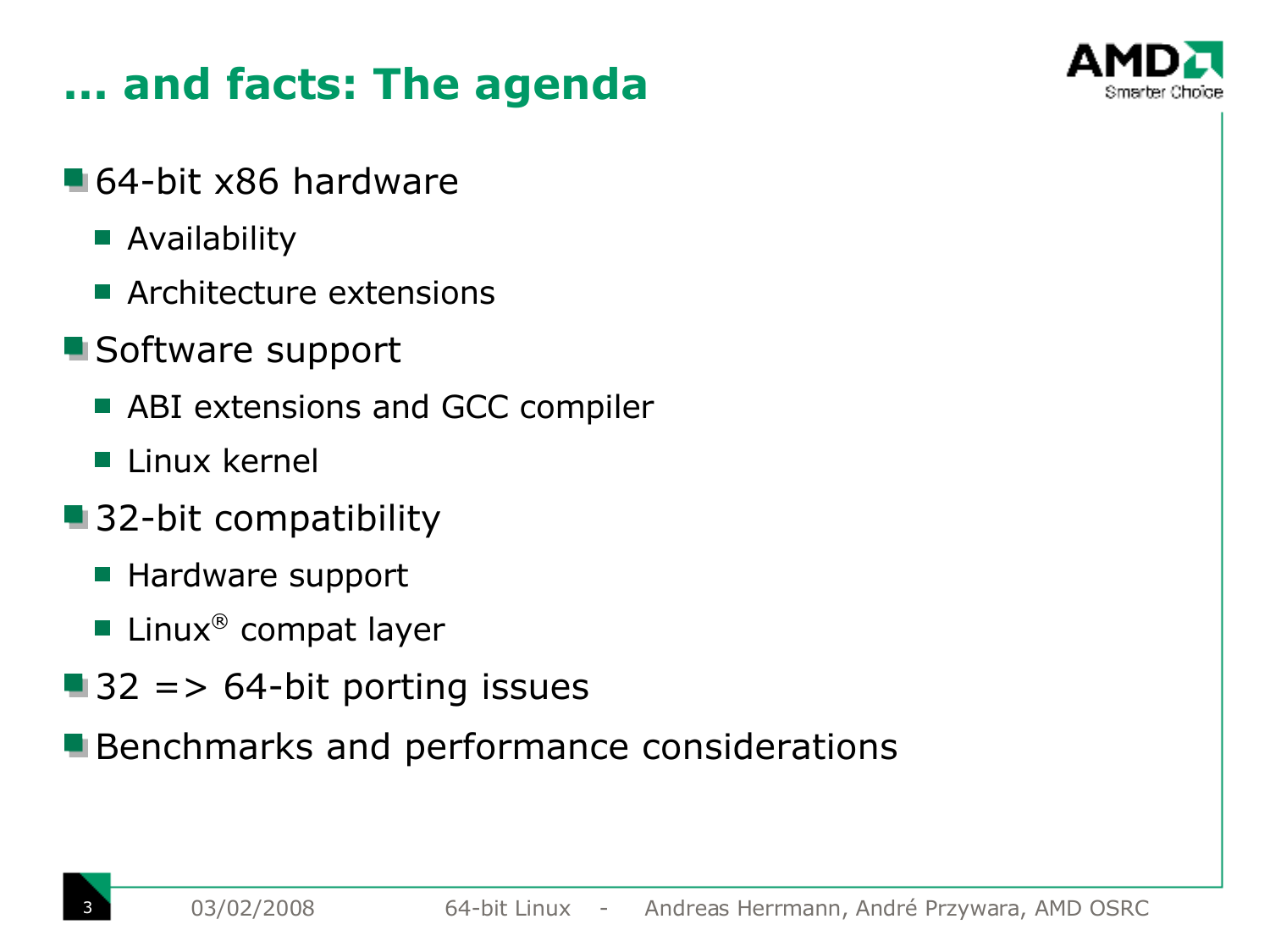# ... and facts: The agenda

- 64-bit x86 hardware
  - Availability
  - Architecture extensions
- Software support
  - ABI extensions and GCC compiler
  - Linux kernel
- 32-bit compatibility
  - Hardware support
  - Linux® compat layer
- 32 => 64-bit porting issues
- Benchmarks and performance considerations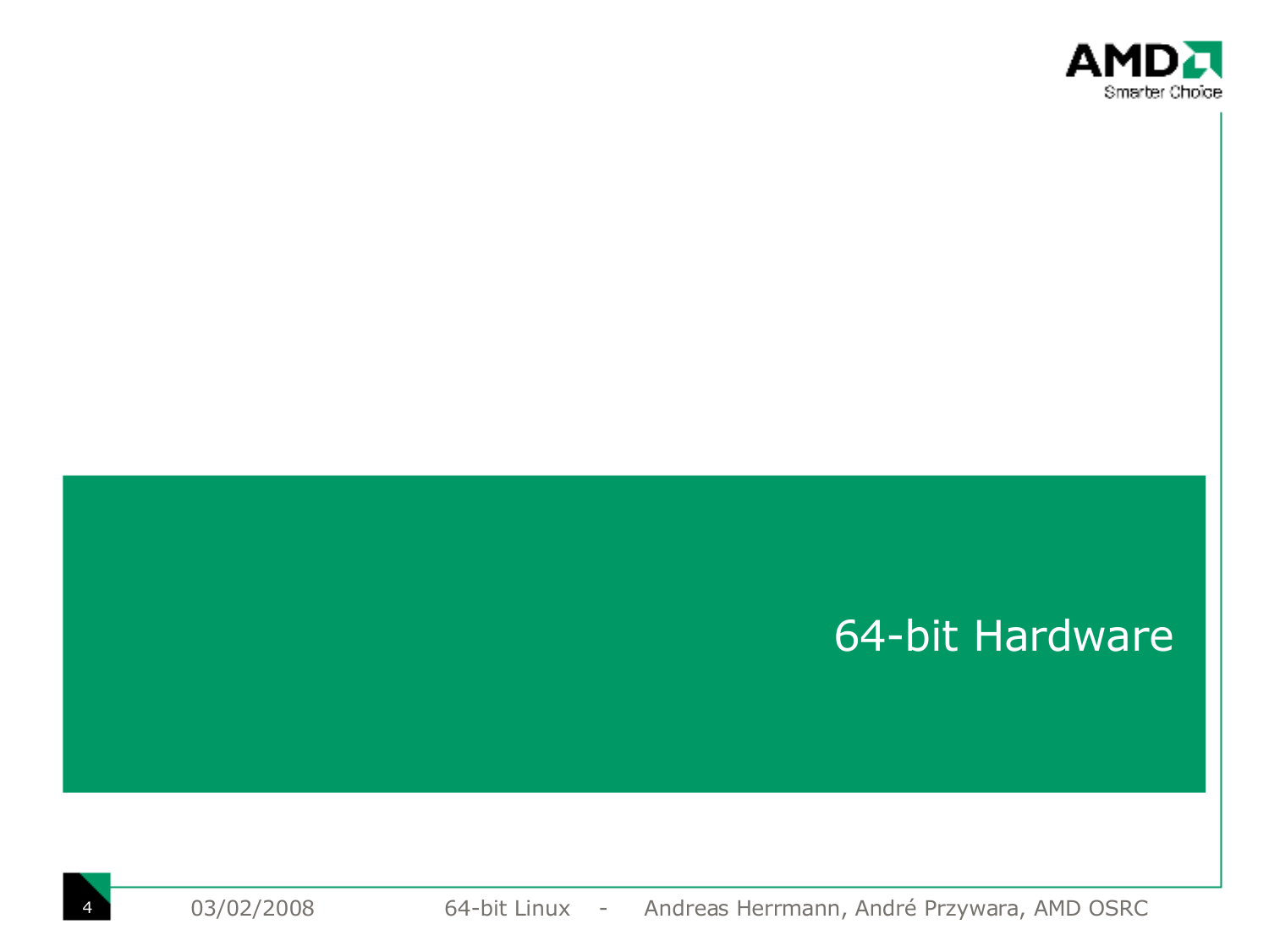# 64-bit Hardware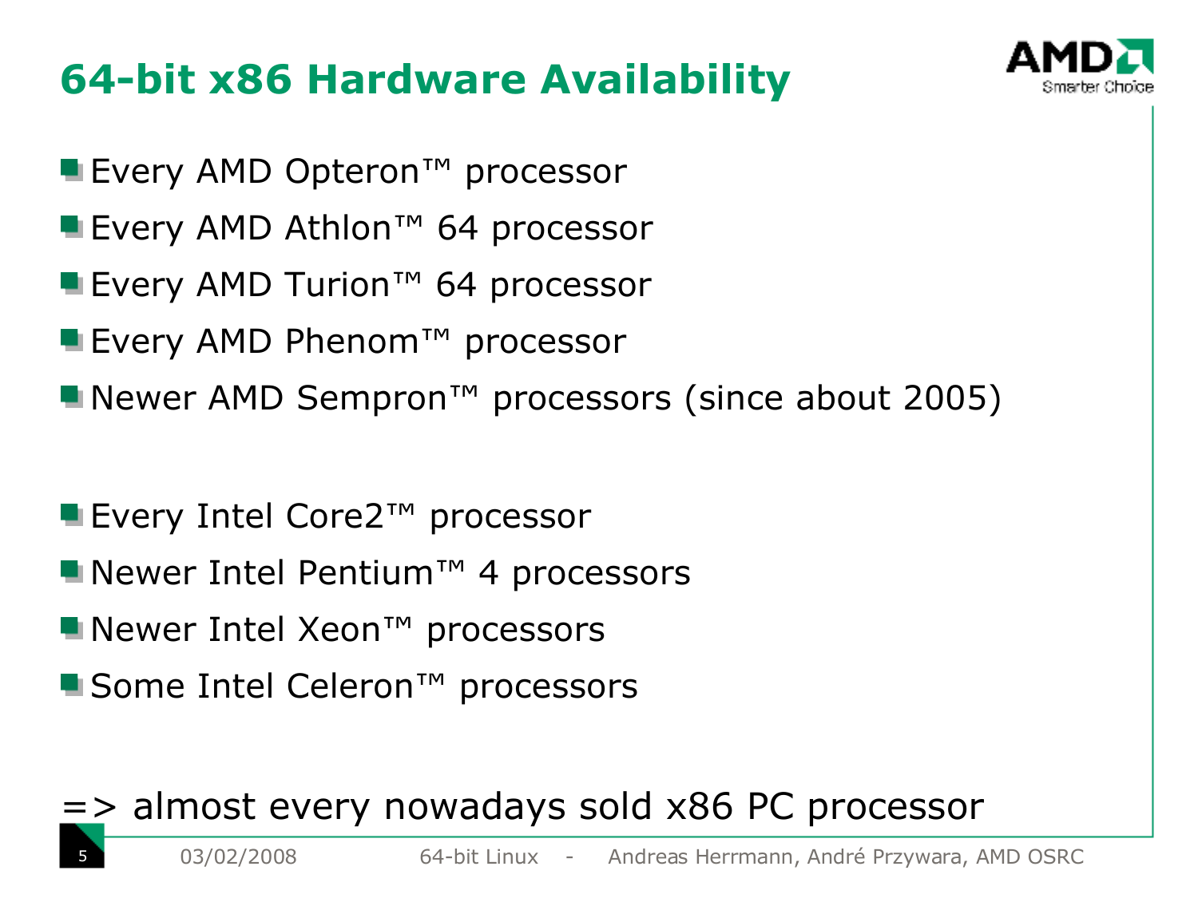# 64-bit x86 Hardware Availability

- Every AMD Opteron™ processor
- Every AMD Athlon™ 64 processor
- Every AMD Turion™ 64 processor
- Every AMD Phenom™ processor
- Newer AMD Sempron™ processors (since about 2005)

- Every Intel Core2™ processor
- Newer Intel Pentium™ 4 processors
- Newer Intel Xeon™ processors
- Some Intel Celeron™ processors

=> almost every nowadays sold x86 PC processor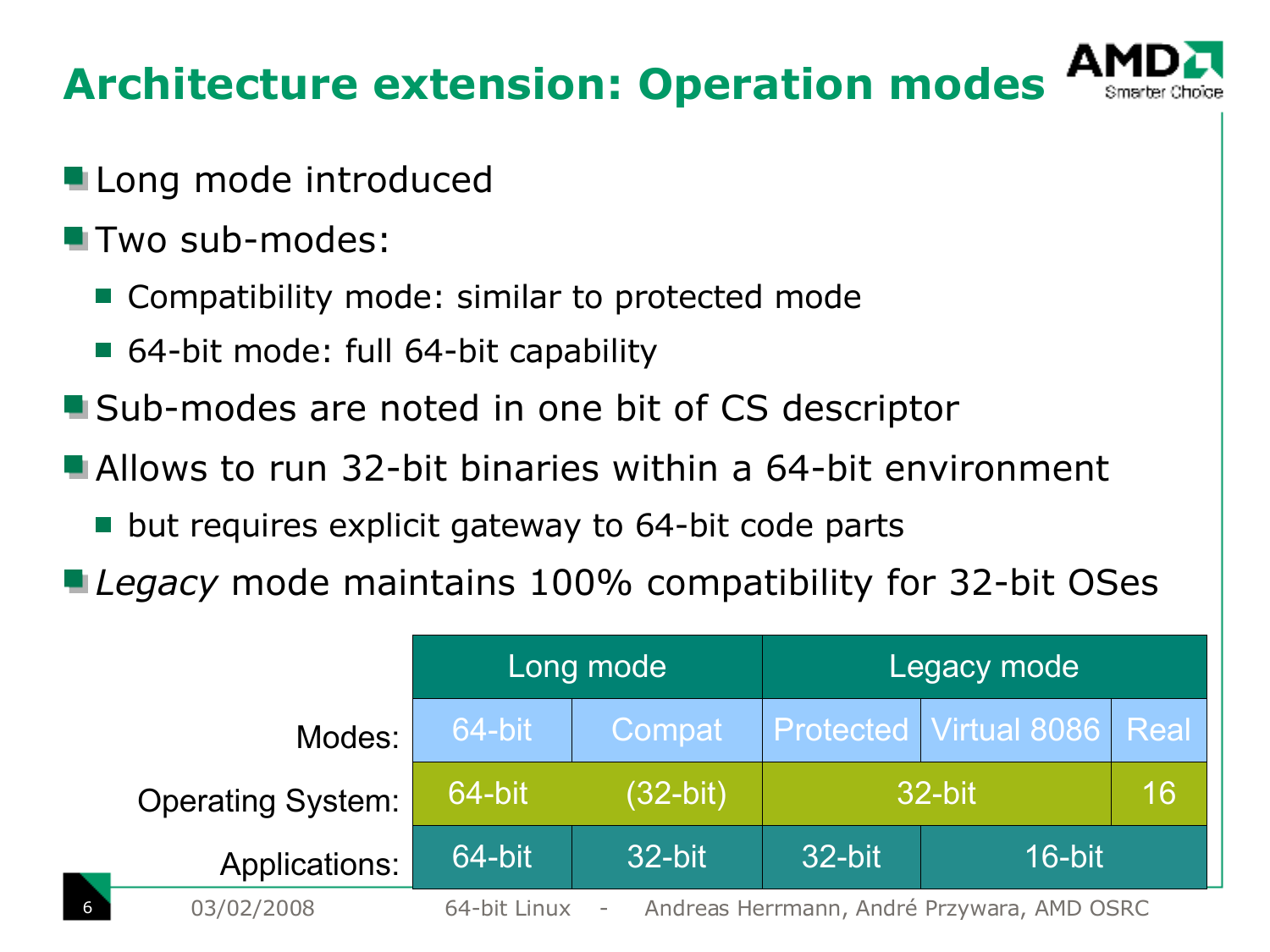# Architecture extension: Operation modes

- Long mode introduced
- Two sub-modes:
  - Compatibility mode: similar to protected mode
  - 64-bit mode: full 64-bit capability
- Sub-modes are noted in one bit of CS descriptor
- Allows to run 32-bit binaries within a 64-bit environment
  - but requires explicit gateway to 64-bit code parts
- *Legacy* mode maintains 100% compatibility for 32-bit OSes

| | Long mode | | Legacy mode | | |
|---|---|---|---|---|---|
| Modes: | 64-bit | Compat | Protected | Virtual 8086 | Real |
| Operating System: | 64-bit | (32-bit) | 32-bit | | 16 |
| Applications: | 64-bit | 32-bit | 32-bit | 16-bit | |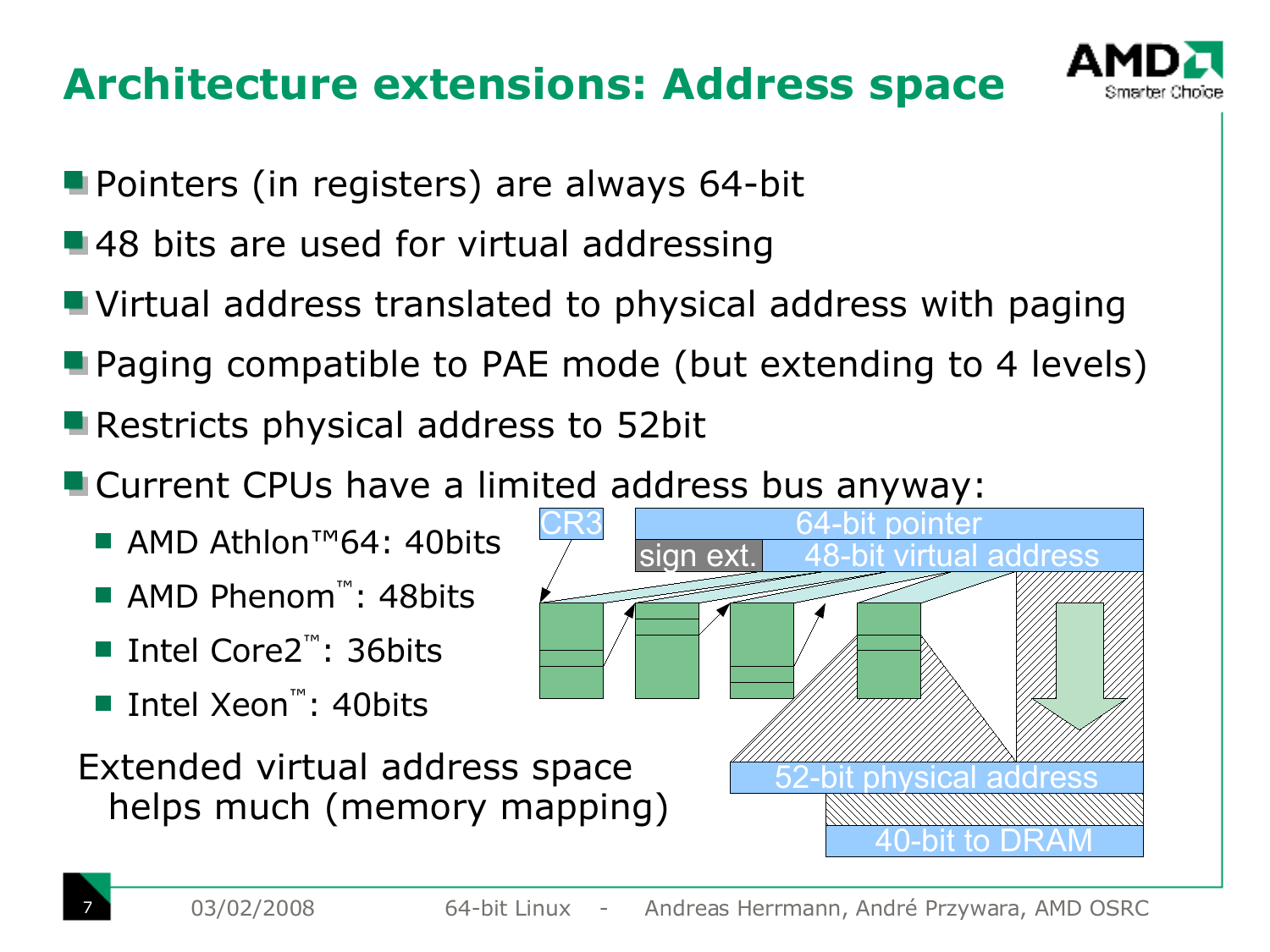# Architecture extensions: Address space

- Pointers (in registers) are always 64-bit
- 48 bits are used for virtual addressing
- Virtual address translated to physical address with paging
- Paging compatible to PAE mode (but extending to 4 levels)
- Restricts physical address to 52bit
- Current CPUs have a limited address bus anyway:
  - AMD Athlon™64: 40bits
  - AMD Phenom™: 48bits
  - Intel Core2™: 36bits
  - Intel Xeon™: 40bits

Extended virtual address space helps much (memory mapping)

CR3

64-bit pointer

sign ext. | 48-bit virtual address

52-bit physical address

40-bit to DRAM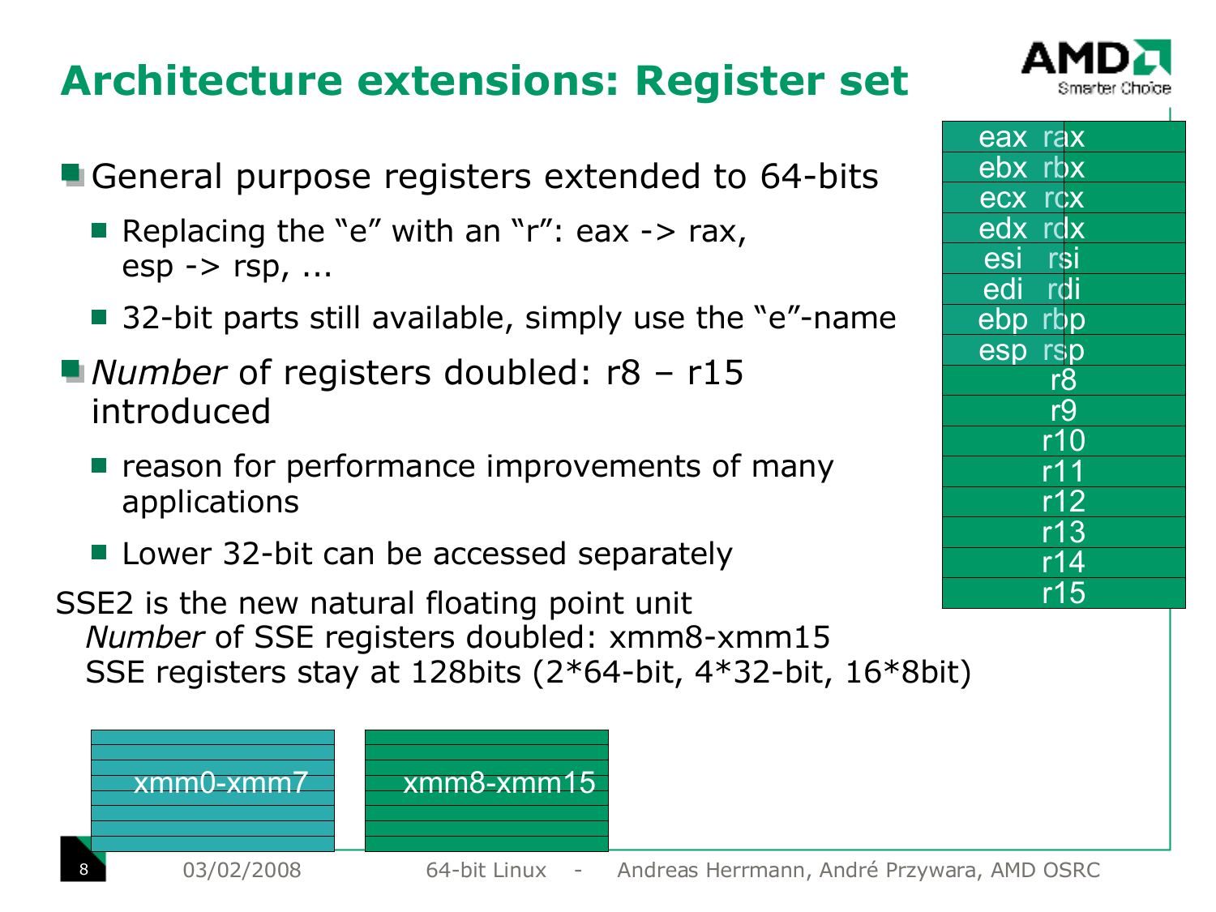# Architecture extensions: Register set

- General purpose registers extended to 64-bits
  - Replacing the “e” with an “r”: eax -> rax, esp -> rsp, ...
  - 32-bit parts still available, simply use the “e”-name
- *Number* of registers doubled: r8 – r15 introduced
  - reason for performance improvements of many applications
  - Lower 32-bit can be accessed separately

SSE2 is the new natural floating point unit
  *Number* of SSE registers doubled: xmm8-xmm15
  SSE registers stay at 128bits (2*64-bit, 4*32-bit, 16*8bit)

| |
|---|
| eax rax |
| ebx rbx |
| ecx rcx |
| edx rdx |
| esi rsi |
| edi rdi |
| ebp rbp |
| esp rsp |
| r8 |
| r9 |
| r10 |
| r11 |
| r12 |
| r13 |
| r14 |
| r15 |

xmm0-xmm7 | xmm8-xmm15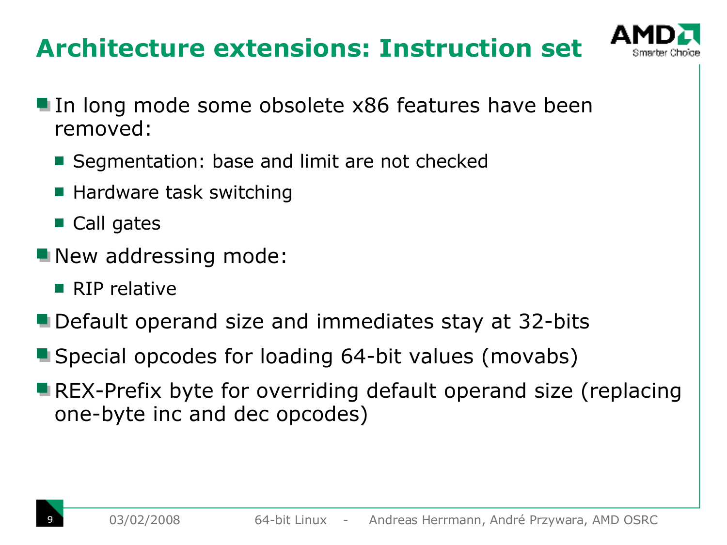# Architecture extensions: Instruction set

- In long mode some obsolete x86 features have been removed:
  - Segmentation: base and limit are not checked
  - Hardware task switching
  - Call gates
- New addressing mode:
  - RIP relative
- Default operand size and immediates stay at 32-bits
- Special opcodes for loading 64-bit values (movabs)
- REX-Prefix byte for overriding default operand size (replacing one-byte inc and dec opcodes)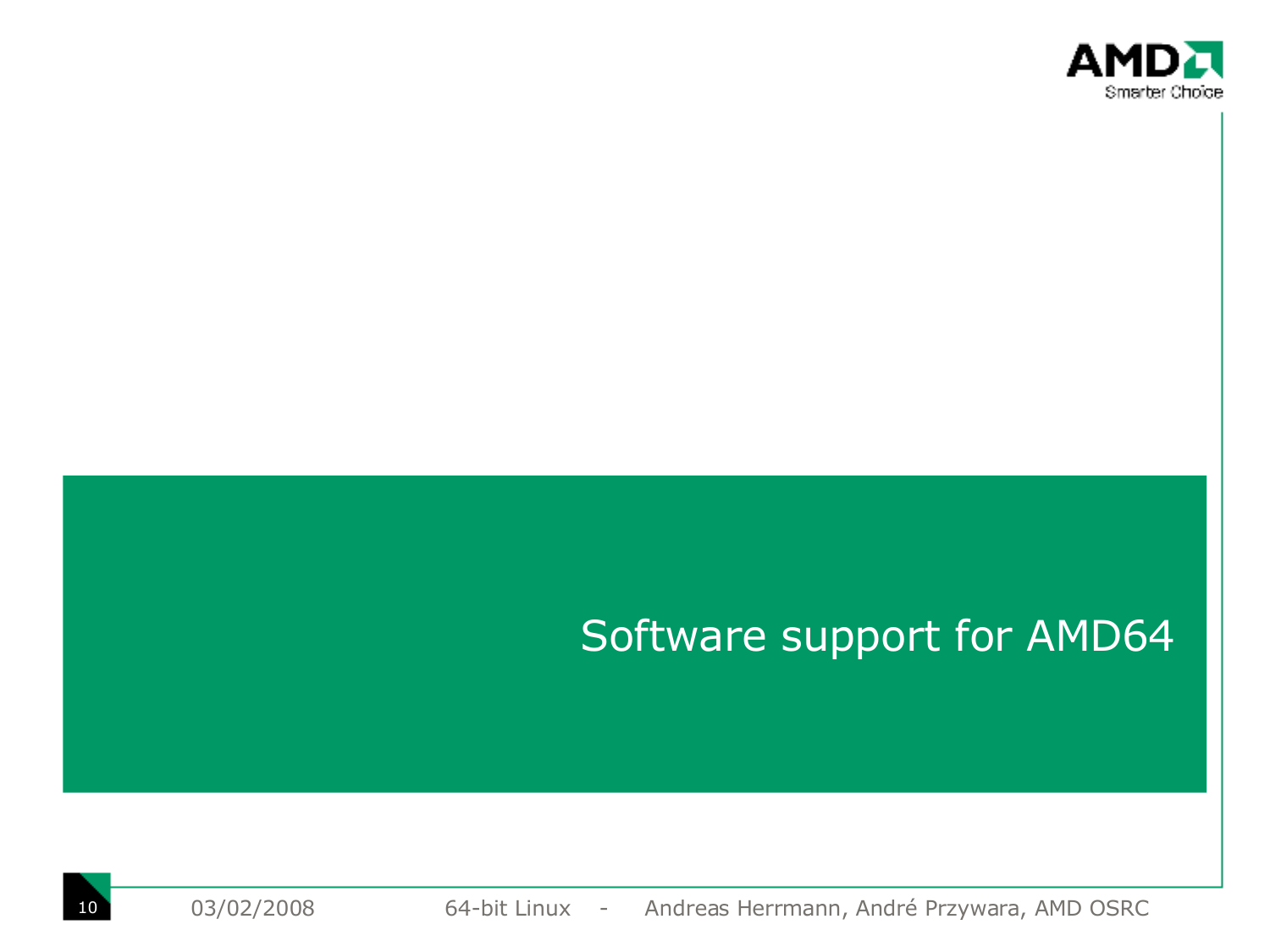# Software support for AMD64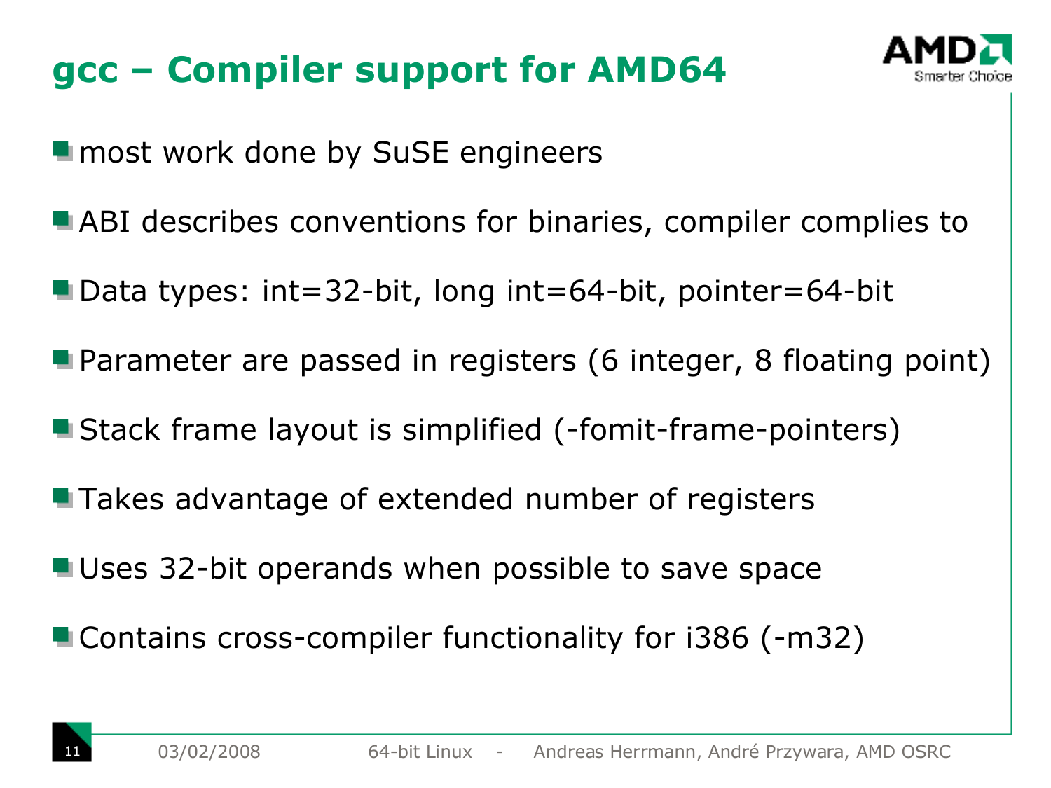# gcc – Compiler support for AMD64

- most work done by SuSE engineers
- ABI describes conventions for binaries, compiler complies to
- Data types: int=32-bit, long int=64-bit, pointer=64-bit
- Parameter are passed in registers (6 integer, 8 floating point)
- Stack frame layout is simplified (-fomit-frame-pointers)
- Takes advantage of extended number of registers
- Uses 32-bit operands when possible to save space
- Contains cross-compiler functionality for i386 (-m32)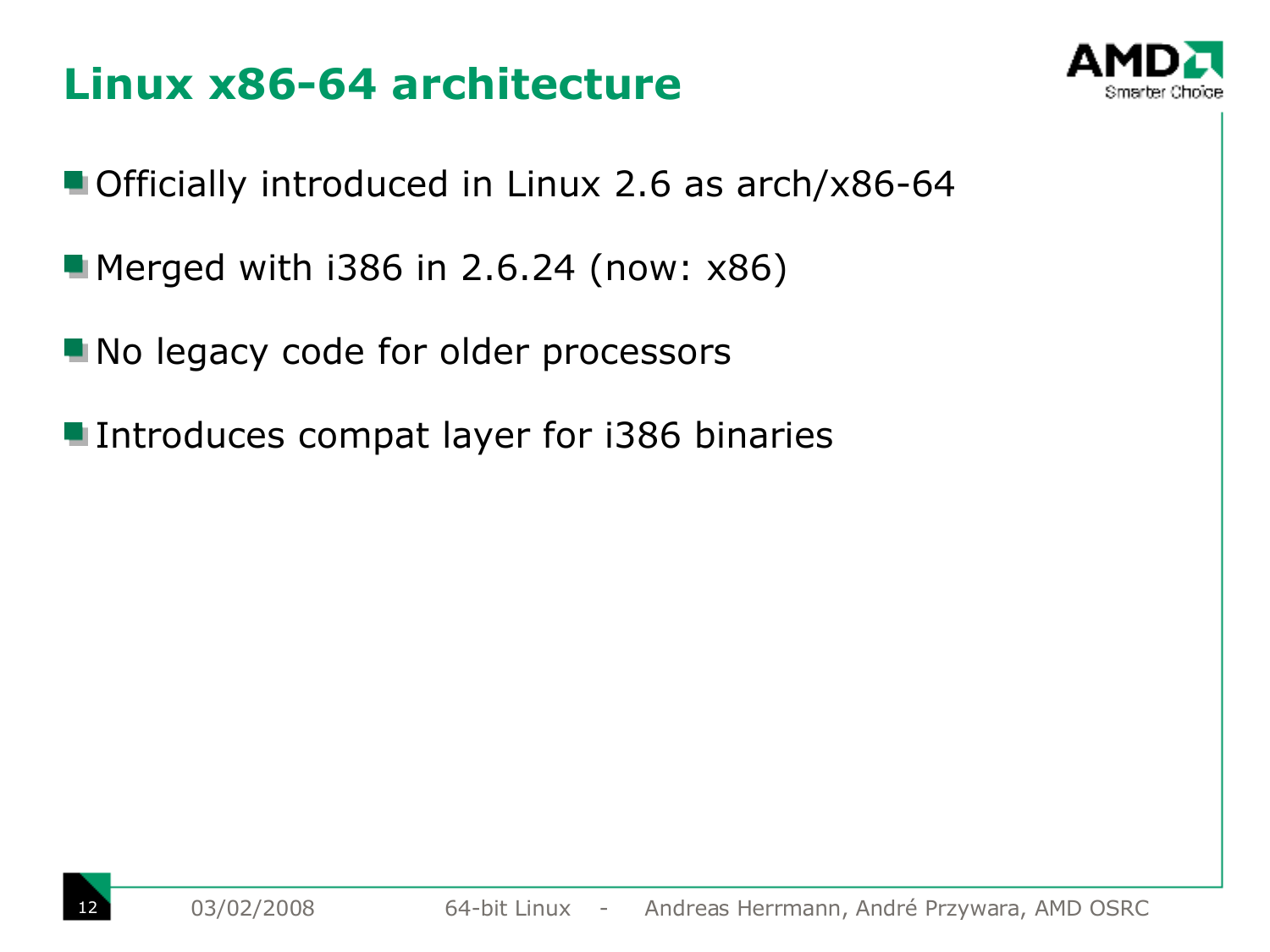# Linux x86-64 architecture

- Officially introduced in Linux 2.6 as arch/x86-64
- Merged with i386 in 2.6.24 (now: x86)
- No legacy code for older processors
- Introduces compat layer for i386 binaries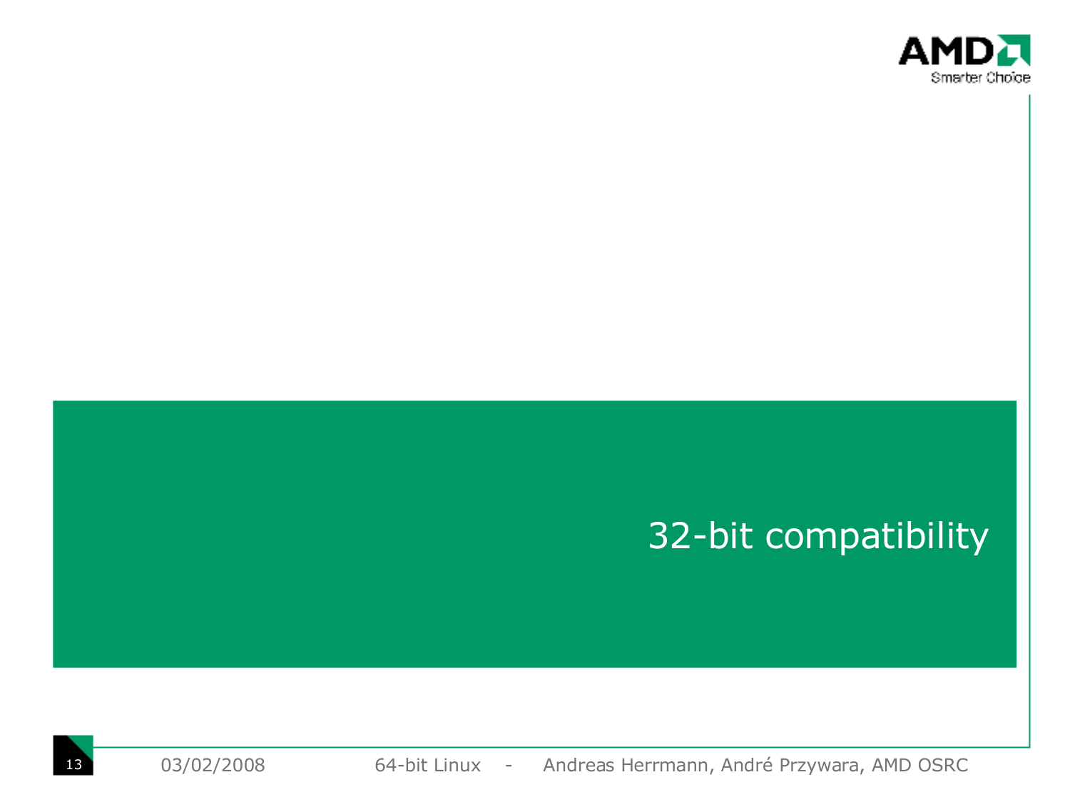# 32-bit compatibility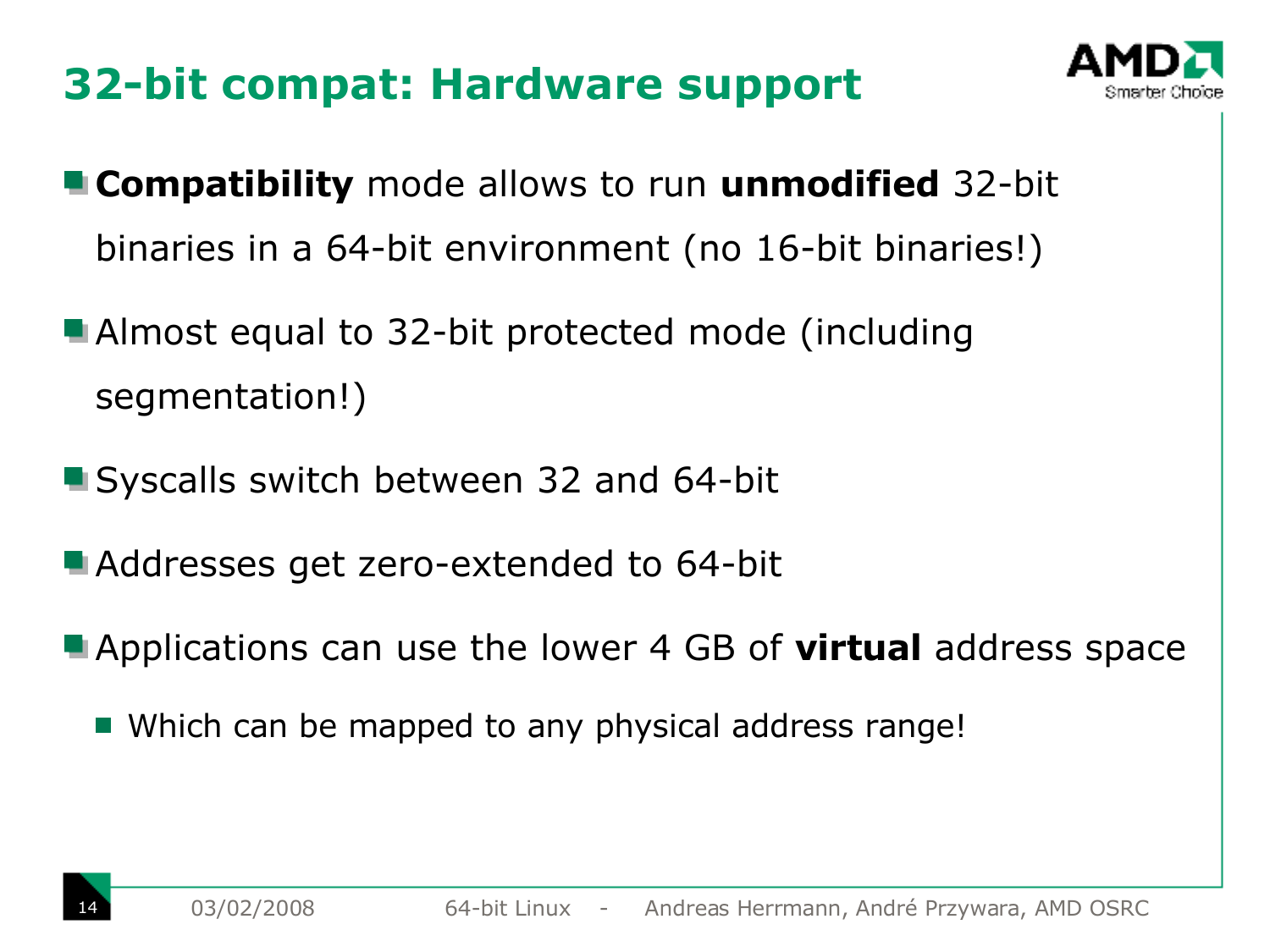# 32-bit compat: Hardware support

- **Compatibility** mode allows to run **unmodified** 32-bit binaries in a 64-bit environment (no 16-bit binaries!)
- Almost equal to 32-bit protected mode (including segmentation!)
- Syscalls switch between 32 and 64-bit
- Addresses get zero-extended to 64-bit
- Applications can use the lower 4 GB of **virtual** address space
  - Which can be mapped to any physical address range!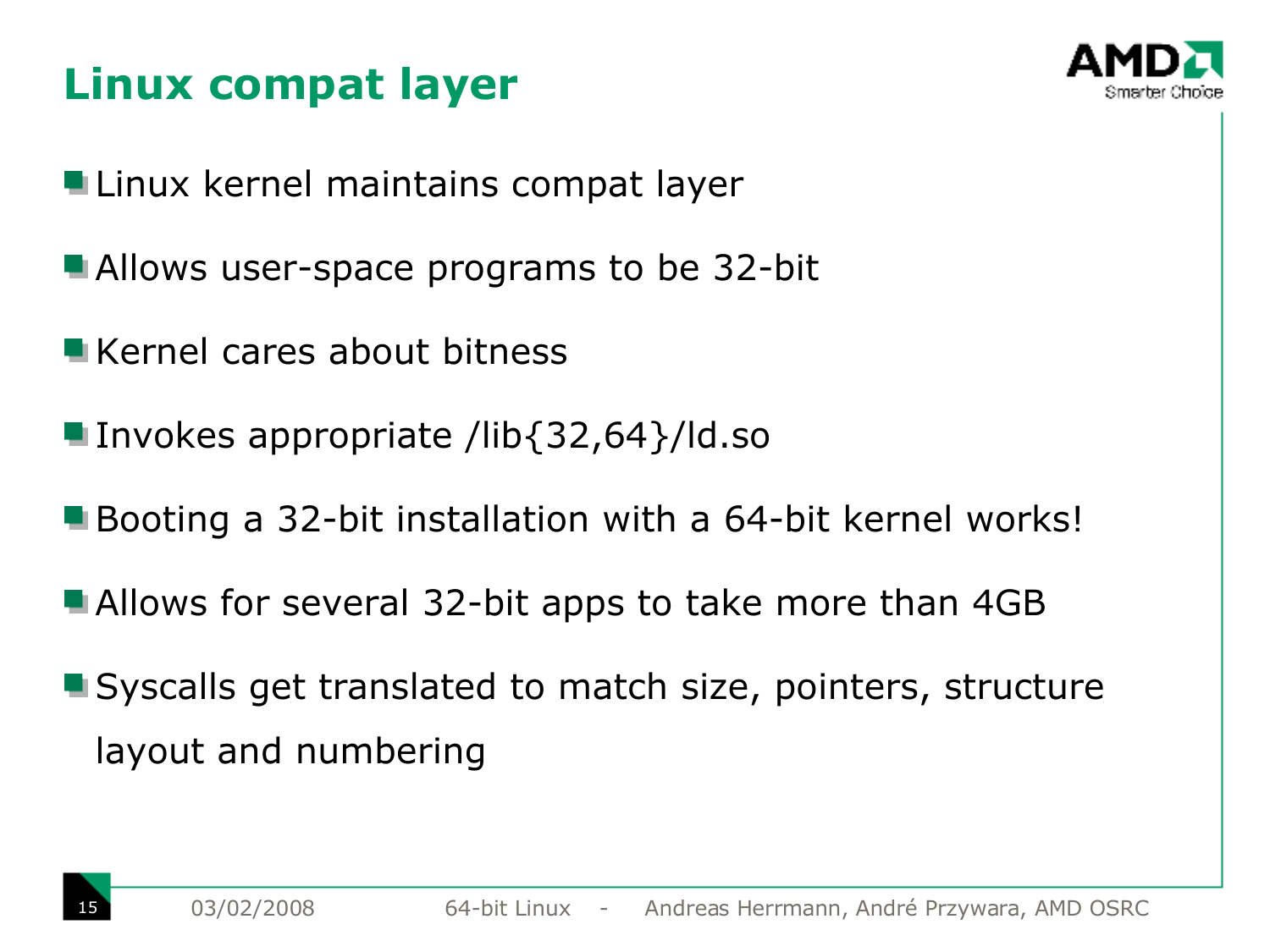# Linux compat layer

- Linux kernel maintains compat layer
- Allows user-space programs to be 32-bit
- Kernel cares about bitness
- Invokes appropriate /lib{32,64}/ld.so
- Booting a 32-bit installation with a 64-bit kernel works!
- Allows for several 32-bit apps to take more than 4GB
- Syscalls get translated to match size, pointers, structure layout and numbering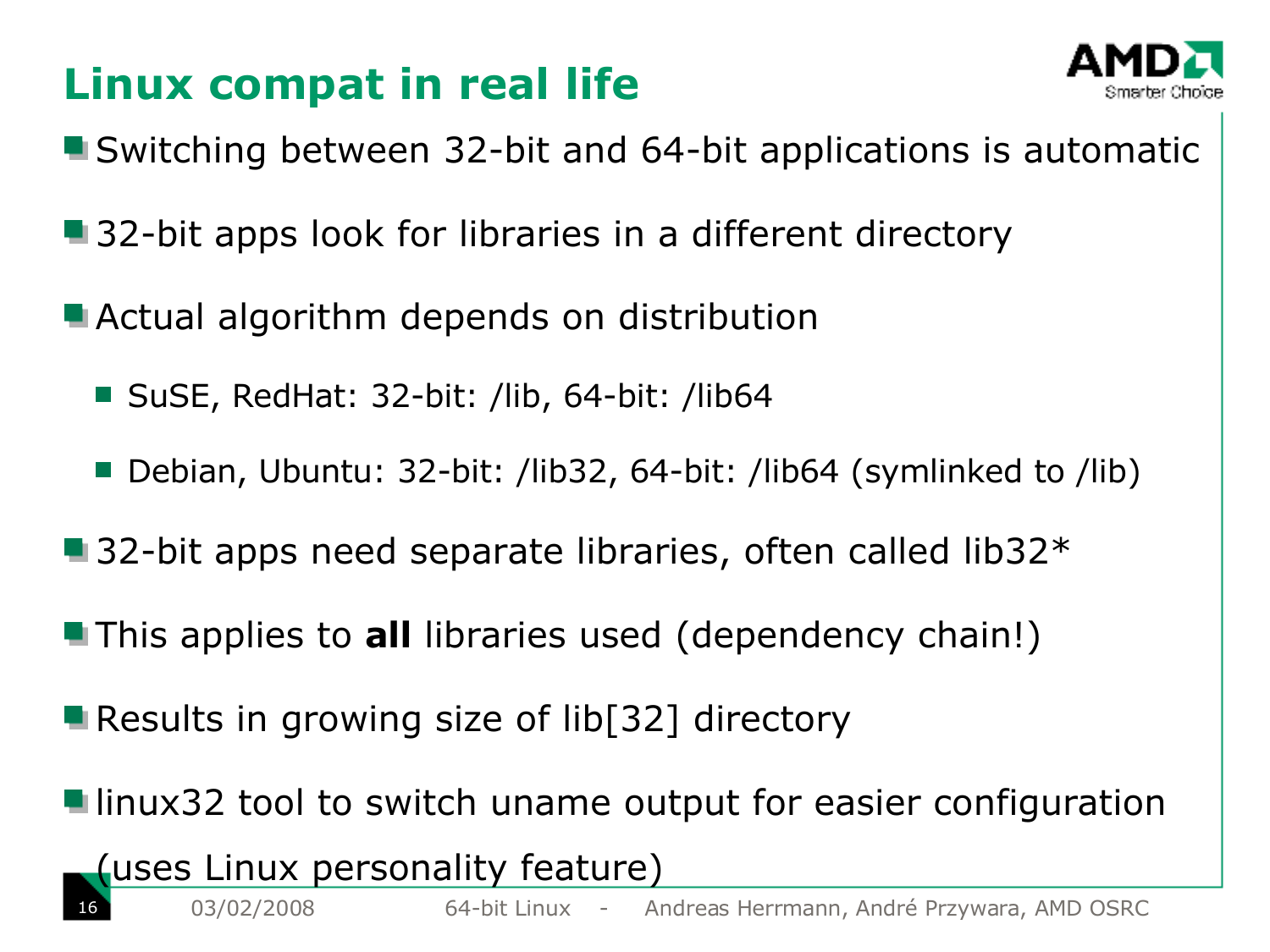# Linux compat in real life

- Switching between 32-bit and 64-bit applications is automatic
- 32-bit apps look for libraries in a different directory
- Actual algorithm depends on distribution
  - SuSE, RedHat: 32-bit: /lib, 64-bit: /lib64
  - Debian, Ubuntu: 32-bit: /lib32, 64-bit: /lib64 (symlinked to /lib)
- 32-bit apps need separate libraries, often called lib32*
- This applies to **all** libraries used (dependency chain!)
- Results in growing size of lib[32] directory
- linux32 tool to switch uname output for easier configuration (uses Linux personality feature)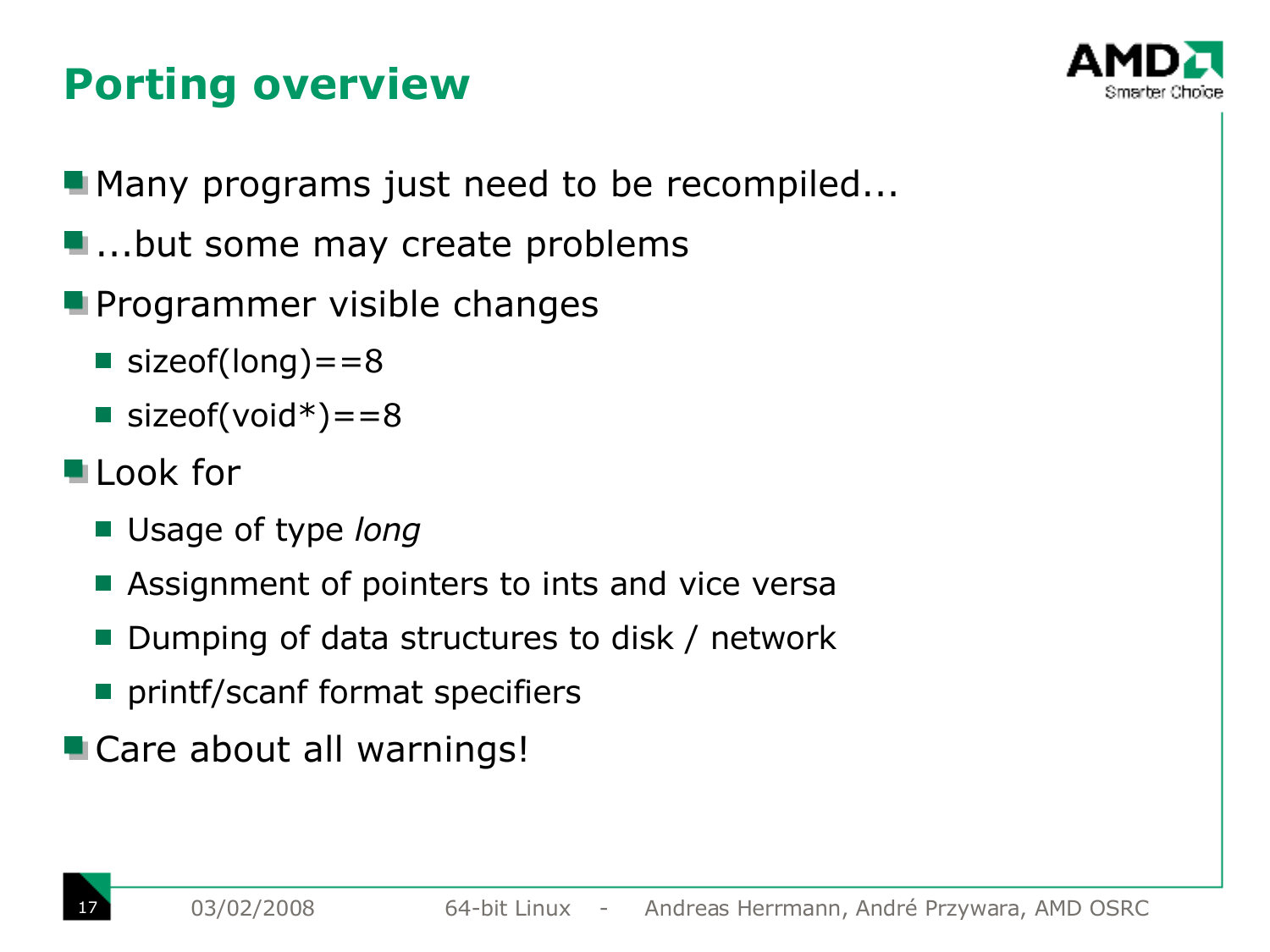# Porting overview

- Many programs just need to be recompiled...
- ...but some may create problems
- Programmer visible changes
  - sizeof(long)==8
  - sizeof(void*)==8
- Look for
  - Usage of type *long*
  - Assignment of pointers to ints and vice versa
  - Dumping of data structures to disk / network
  - printf/scanf format specifiers
- Care about all warnings!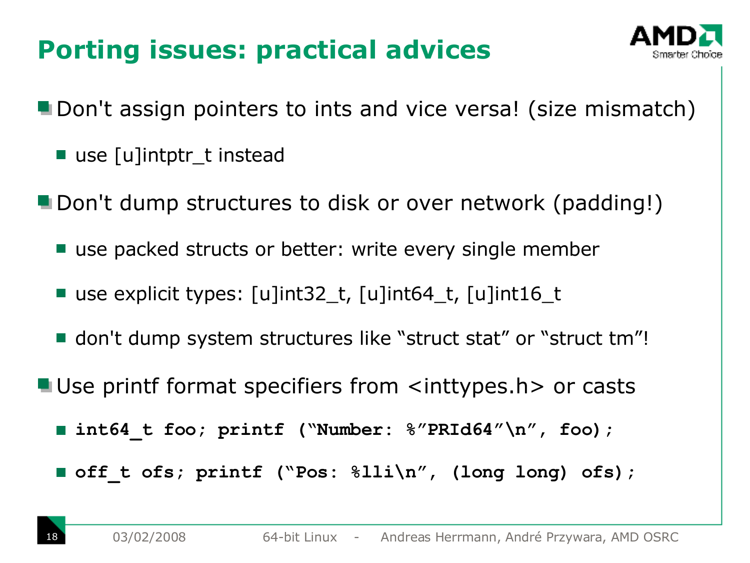# Porting issues: practical advices

- Don't assign pointers to ints and vice versa! (size mismatch)
  - use [u]intptr_t instead
- Don't dump structures to disk or over network (padding!)
  - use packed structs or better: write every single member
  - use explicit types: [u]int32_t, [u]int64_t, [u]int16_t
  - don't dump system structures like "struct stat" or "struct tm"!
- Use printf format specifiers from <inttypes.h> or casts
  - `int64_t foo; printf ("Number: %"PRId64"\n", foo);`
  - `off_t ofs; printf ("Pos: %lli\n", (long long) ofs);`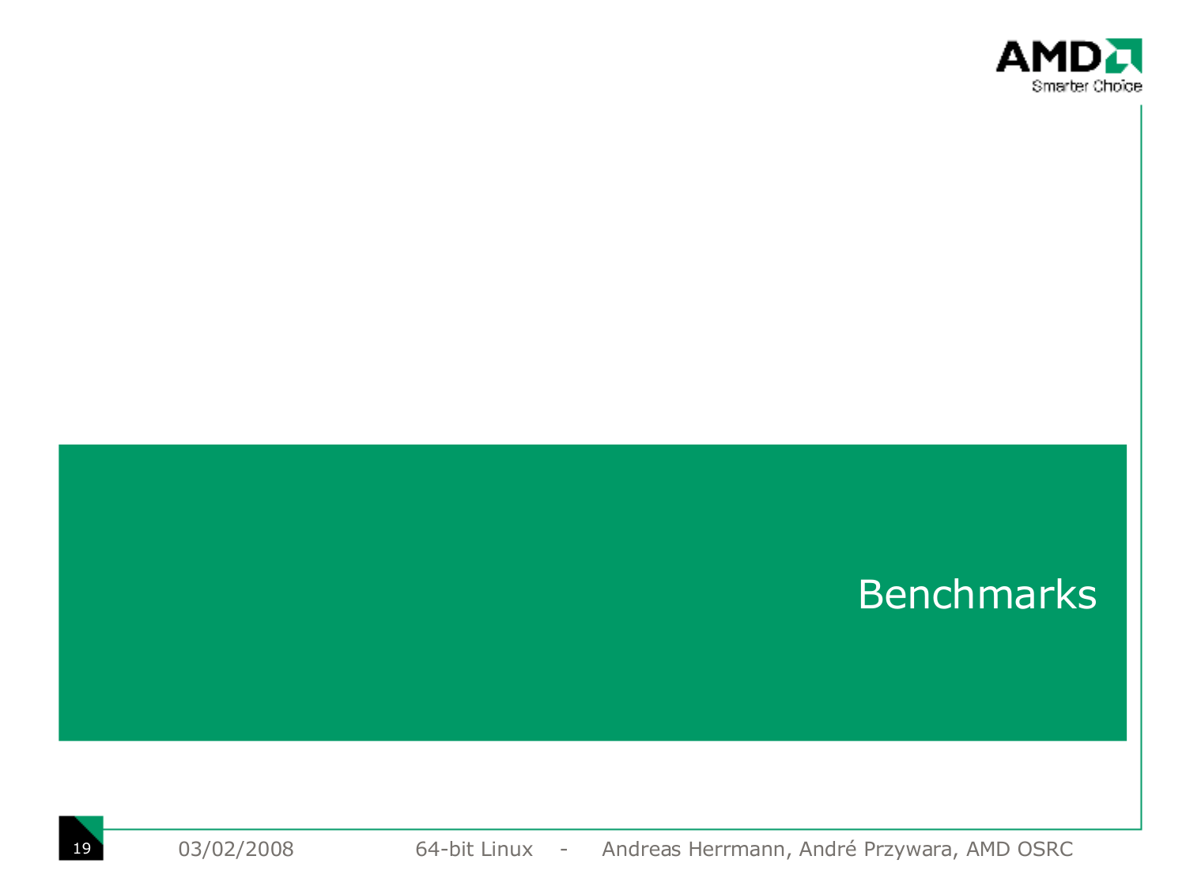# Benchmarks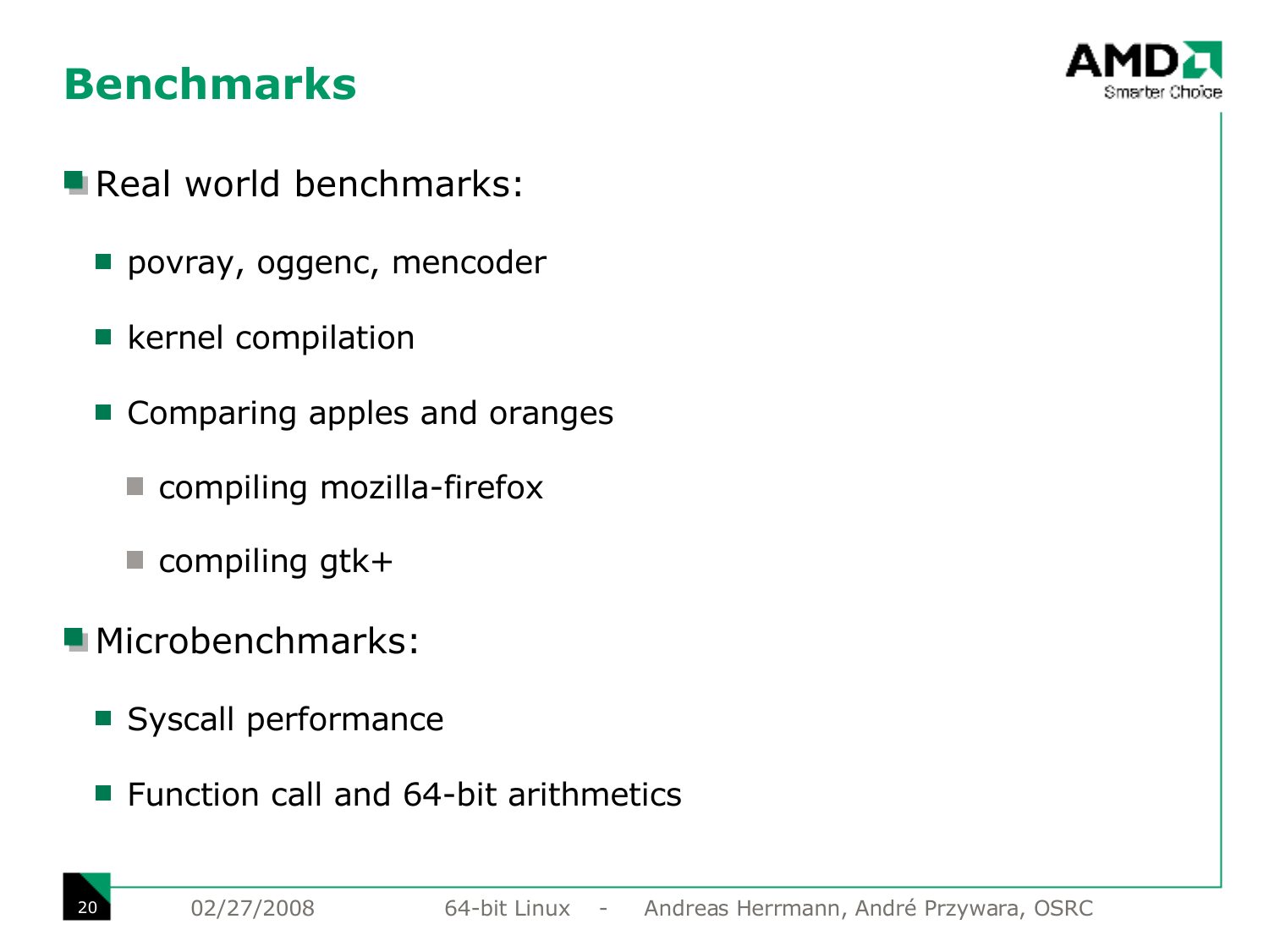# Benchmarks

- Real world benchmarks:
  - povray, oggenc, mencoder
  - kernel compilation
  - Comparing apples and oranges
    - compiling mozilla-firefox
    - compiling gtk+
- Microbenchmarks:
  - Syscall performance
  - Function call and 64-bit arithmetics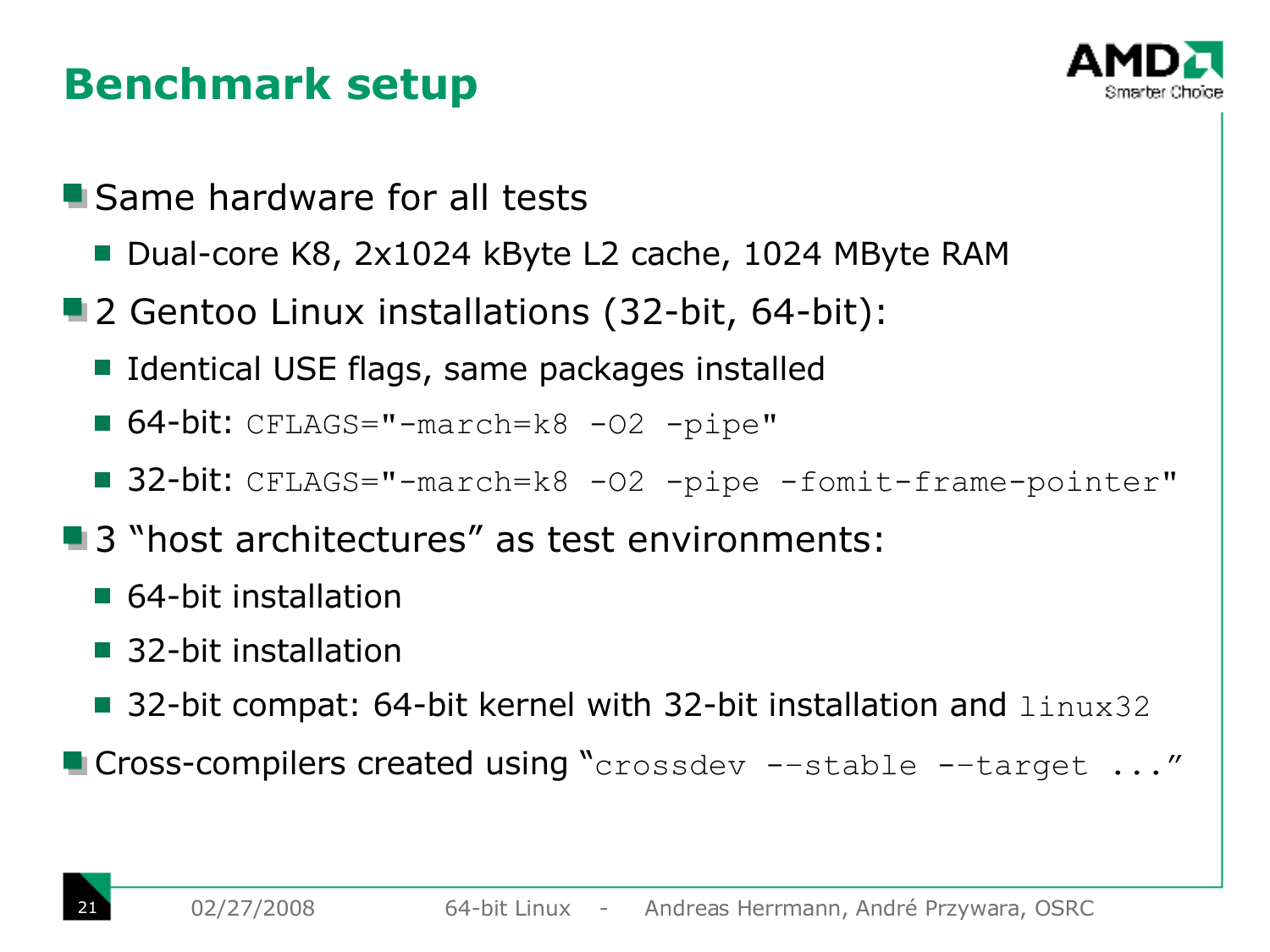# Benchmark setup

- Same hardware for all tests
  - Dual-core K8, 2x1024 kByte L2 cache, 1024 MByte RAM
- 2 Gentoo Linux installations (32-bit, 64-bit):
  - Identical USE flags, same packages installed
  - 64-bit: `CFLAGS="-march=k8 -O2 -pipe"`
  - 32-bit: `CFLAGS="-march=k8 -O2 -pipe -fomit-frame-pointer"`
- 3 “host architectures” as test environments:
  - 64-bit installation
  - 32-bit installation
  - 32-bit compat: 64-bit kernel with 32-bit installation and `linux32`
- Cross-compilers created using “`crossdev --stable --target ...`”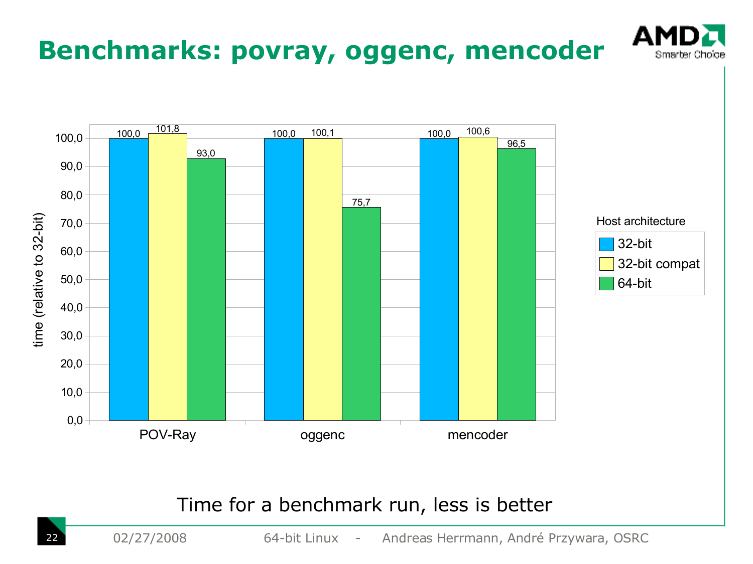# Benchmarks: povray, oggenc, mencoder

| Benchmark | 32-bit | 32-bit compat | 64-bit |
|---|---|---|---|
| POV-Ray | 100,0 | 101,8 | 93,0 |
| oggenc | 100,0 | 100,1 | 75,7 |
| mencoder | 100,0 | 100,6 | 96,5 |

time (relative to 32-bit); Host architecture: 32-bit, 32-bit compat, 64-bit

Time for a benchmark run, less is better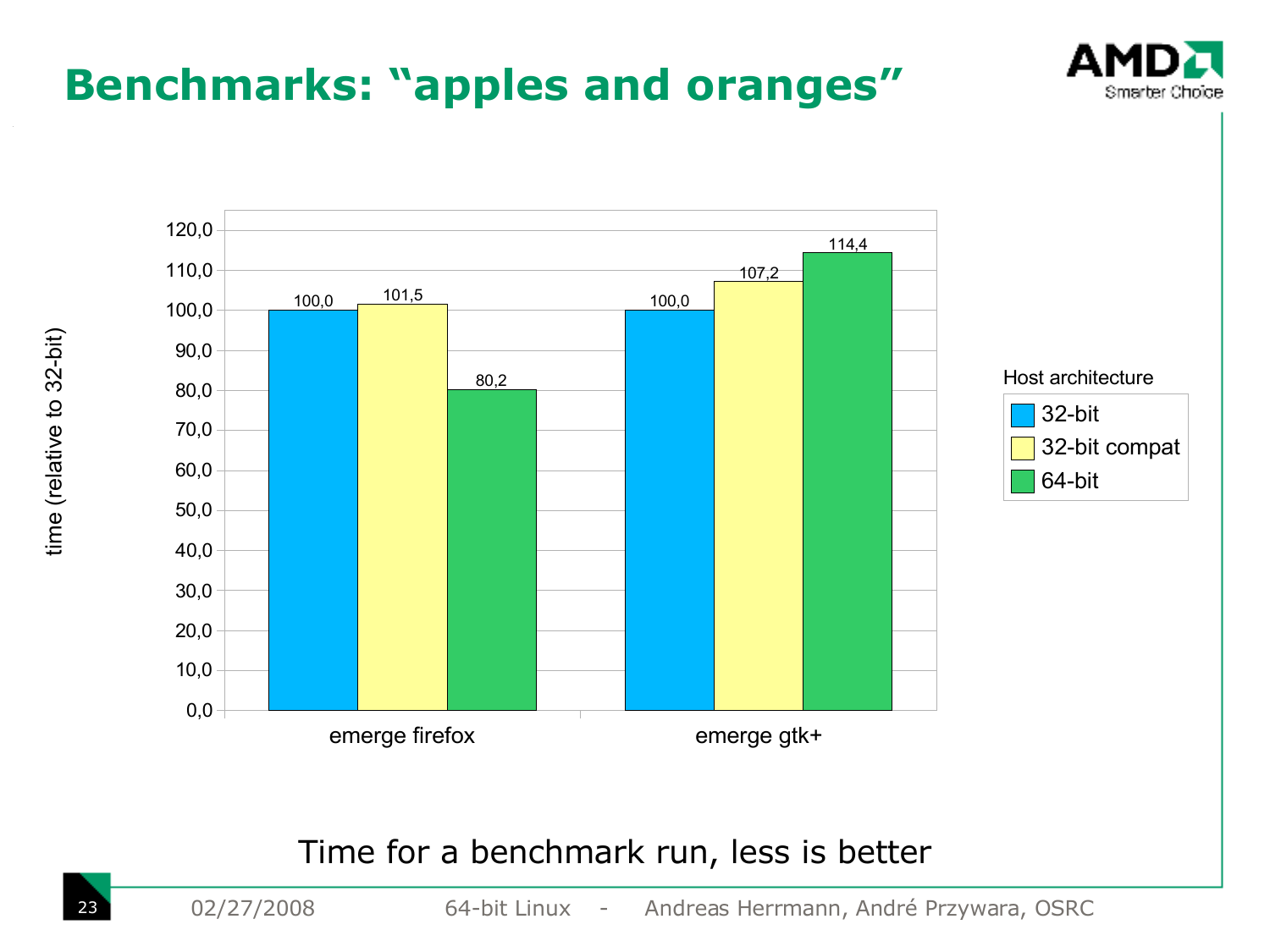# Benchmarks: "apples and oranges"

| time (relative to 32-bit) | 32-bit | 32-bit compat | 64-bit |
|---|---|---|---|
| emerge firefox | 100,0 | 101,5 | 80,2 |
| emerge gtk+ | 100,0 | 107,2 | 114,4 |

Host architecture: 32-bit, 32-bit compat, 64-bit

Time for a benchmark run, less is better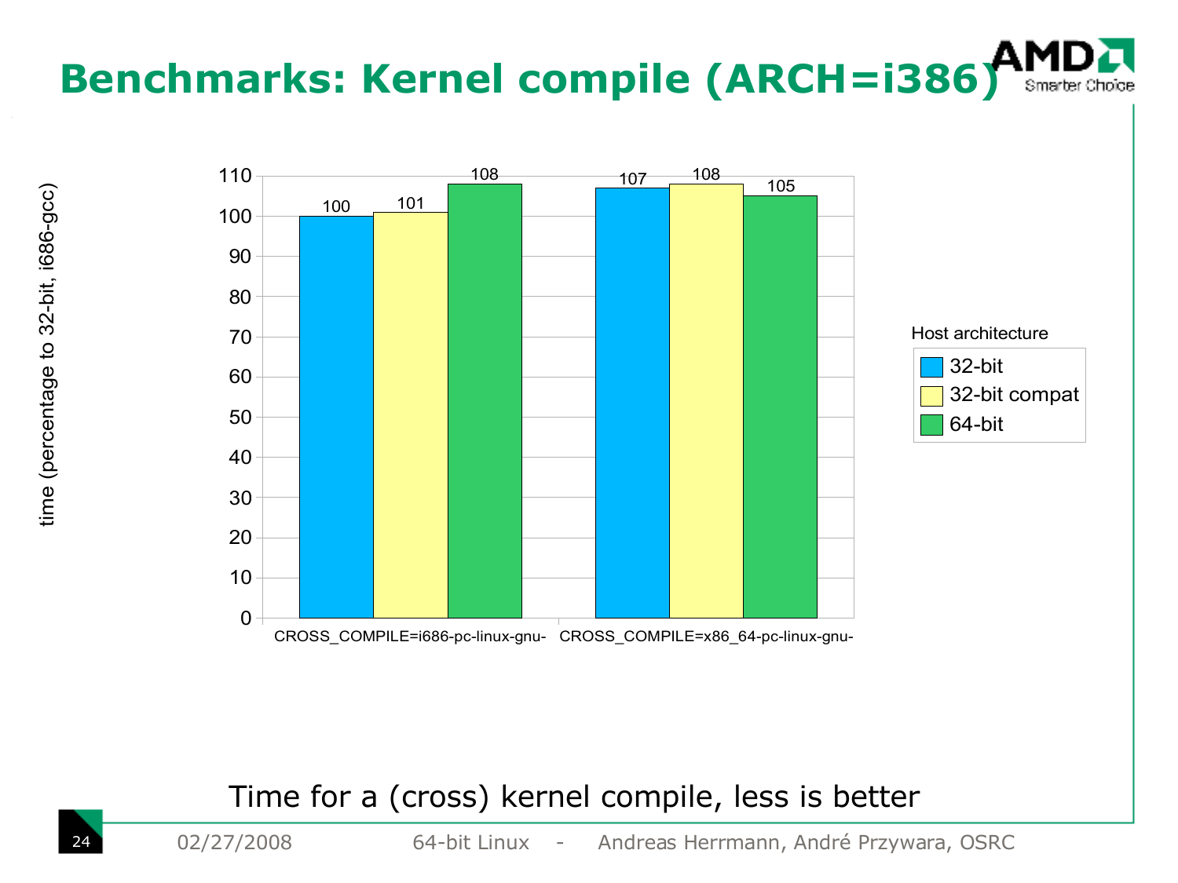# Benchmarks: Kernel compile (ARCH=i386)

time (percentage to 32-bit, i686-gcc)

| | 32-bit | 32-bit compat | 64-bit |
|---|---|---|---|
| CROSS_COMPILE=i686-pc-linux-gnu- | 100 | 101 | 108 |
| CROSS_COMPILE=x86_64-pc-linux-gnu- | 107 | 108 | 105 |

Host architecture: 32-bit, 32-bit compat, 64-bit

Time for a (cross) kernel compile, less is better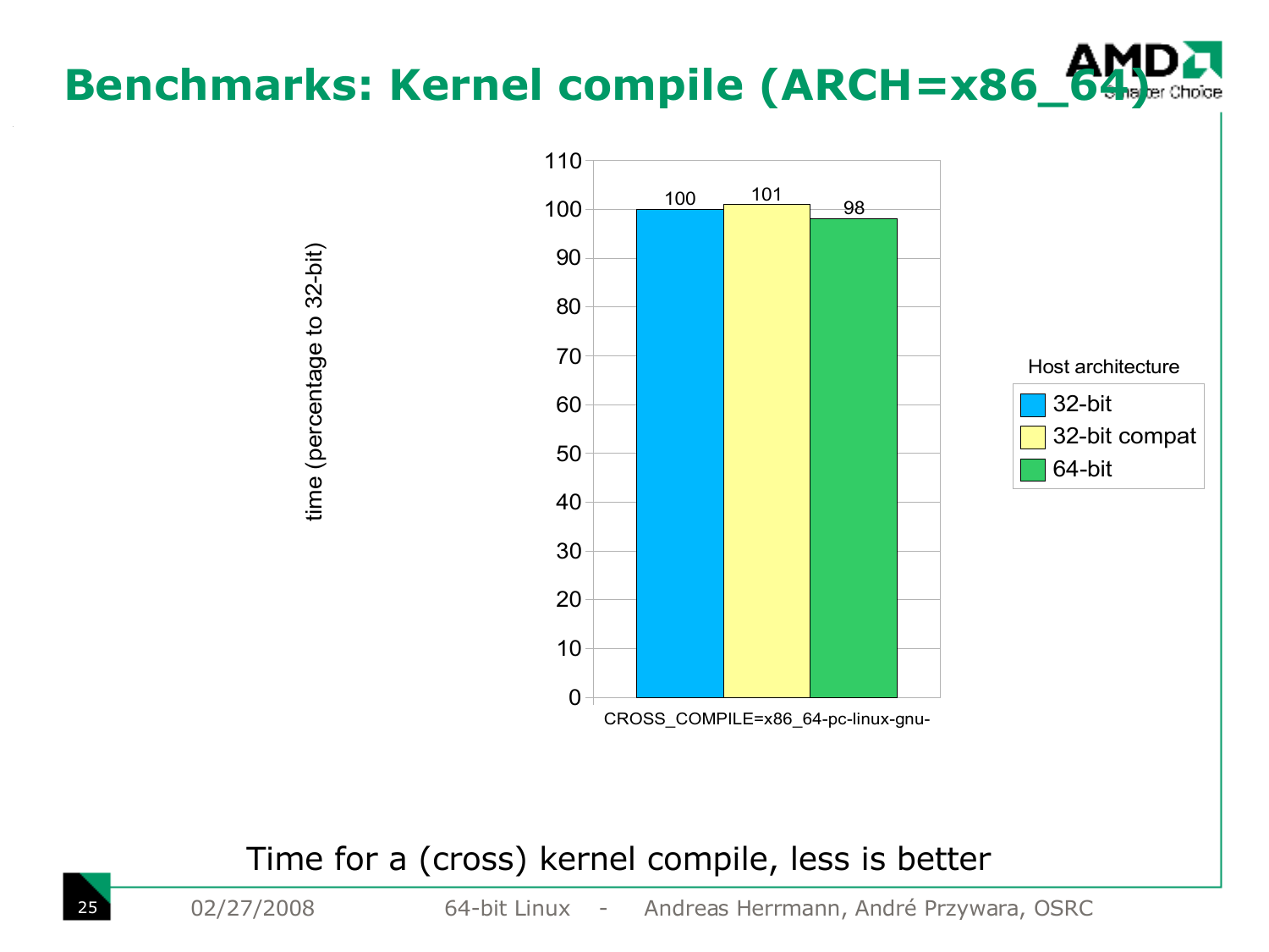# Benchmarks: Kernel compile (ARCH=x86_64)

time (percentage to 32-bit)

| Host architecture | CROSS_COMPILE=x86_64-pc-linux-gnu- |
|---|---|
| 32-bit | 100 |
| 32-bit compat | 101 |
| 64-bit | 98 |

Time for a (cross) kernel compile, less is better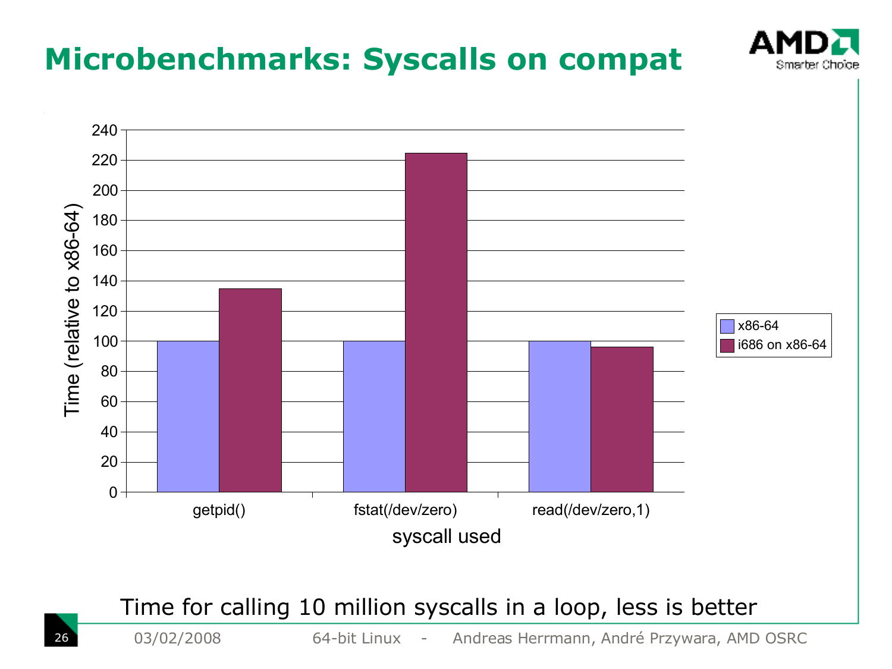# Microbenchmarks: Syscalls on compat

| syscall used | x86-64 | i686 on x86-64 |
| --- | --- | --- |
| getpid() | 100 | 135 |
| fstat(/dev/zero) | 100 | 225 |
| read(/dev/zero,1) | 100 | 96 |

Time (relative to x86-64)

Time for calling 10 million syscalls in a loop, less is better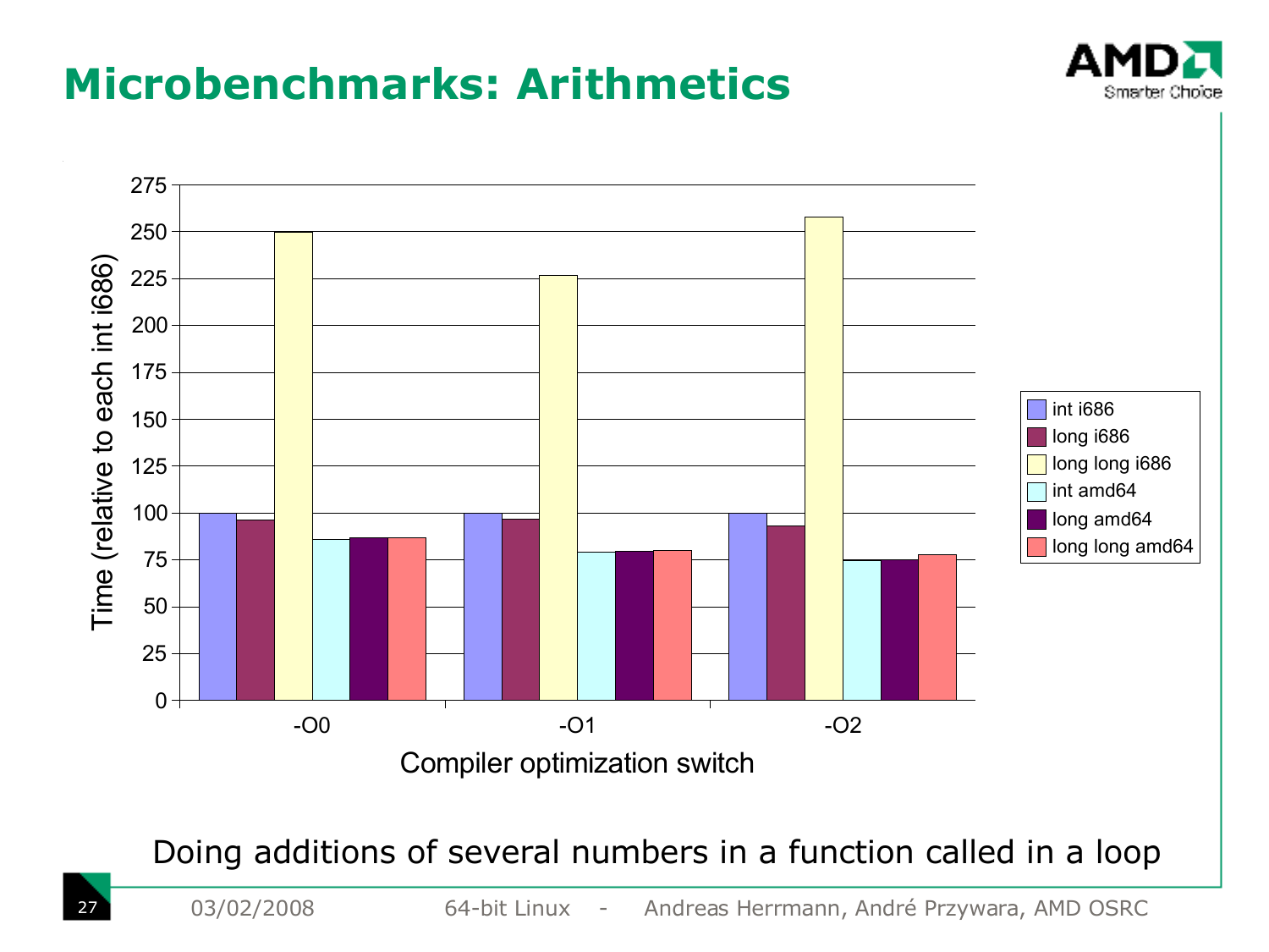# Microbenchmarks: Arithmetics

Time (relative to each int i686)

| Compiler optimization switch | int i686 | long i686 | long long i686 | int amd64 | long amd64 | long long amd64 |
|---|---|---|---|---|---|---|
| -O0 | 100 | 96 | 250 | 86 | 87 | 87 |
| -O1 | 100 | 97 | 227 | 79 | 80 | 80 |
| -O2 | 100 | 93 | 258 | 75 | 75 | 78 |

Doing additions of several numbers in a function called in a loop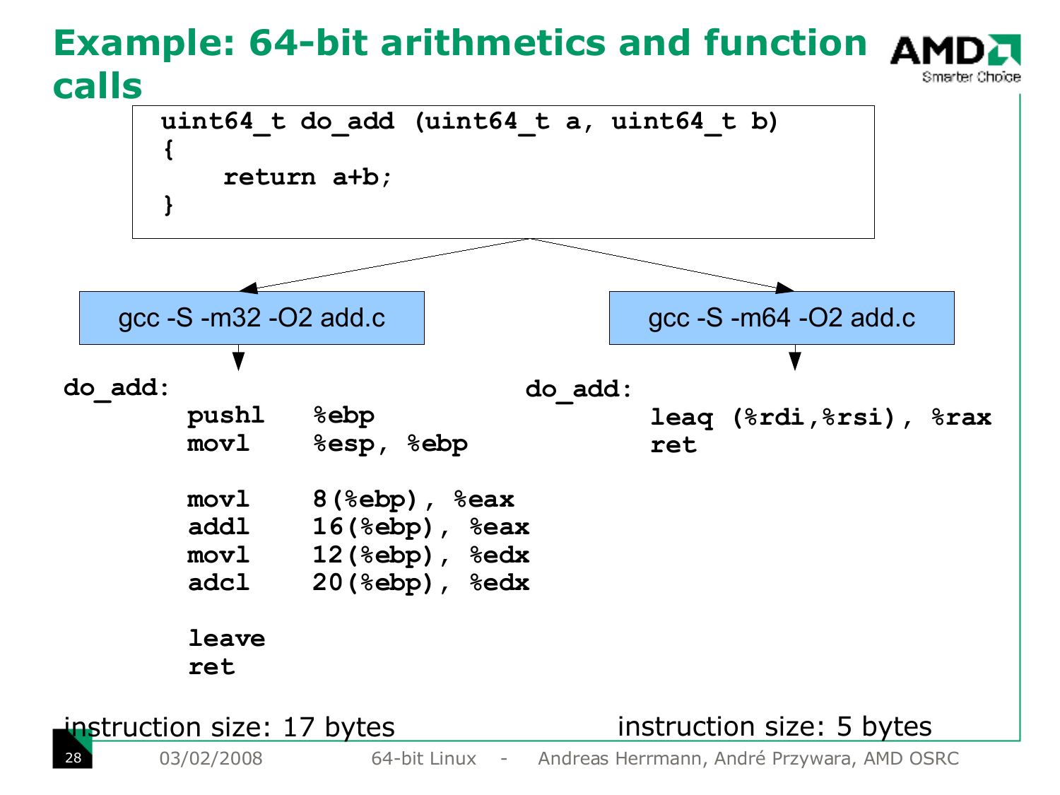# Example: 64-bit arithmetics and function calls

```c
uint64_t do_add (uint64_t a, uint64_t b)
{
    return a+b;
}
```

**gcc -S -m32 -O2 add.c**

```
do_add:
        pushl   %ebp
        movl    %esp, %ebp

        movl    8(%ebp), %eax
        addl    16(%ebp), %eax
        movl    12(%ebp), %edx
        adcl    20(%ebp), %edx

        leave
        ret
```

instruction size: 17 bytes

**gcc -S -m64 -O2 add.c**

```
do_add:
        leaq (%rdi,%rsi), %rax
        ret
```

instruction size: 5 bytes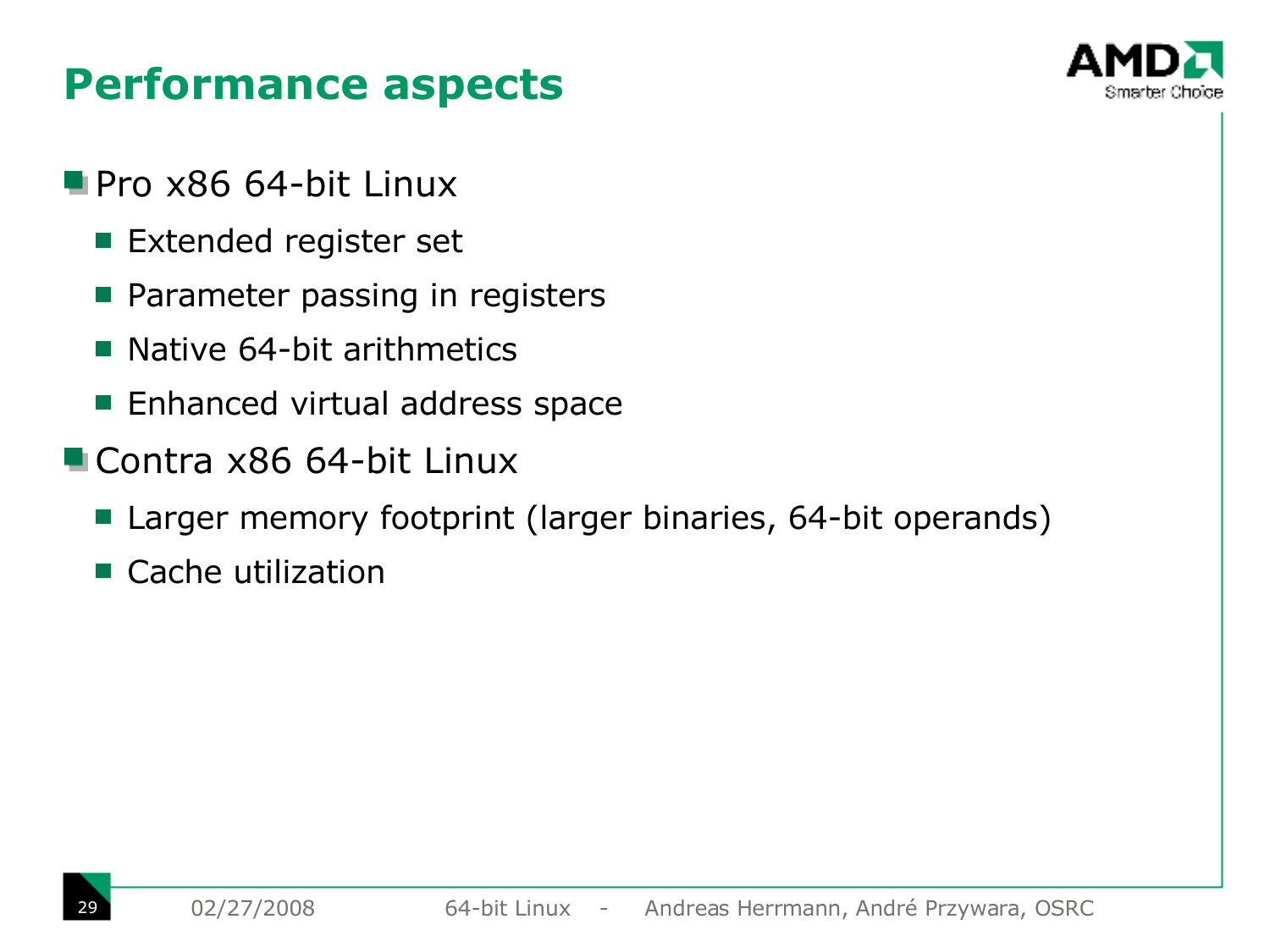# Performance aspects

- Pro x86 64-bit Linux
  - Extended register set
  - Parameter passing in registers
  - Native 64-bit arithmetics
  - Enhanced virtual address space
- Contra x86 64-bit Linux
  - Larger memory footprint (larger binaries, 64-bit operands)
  - Cache utilization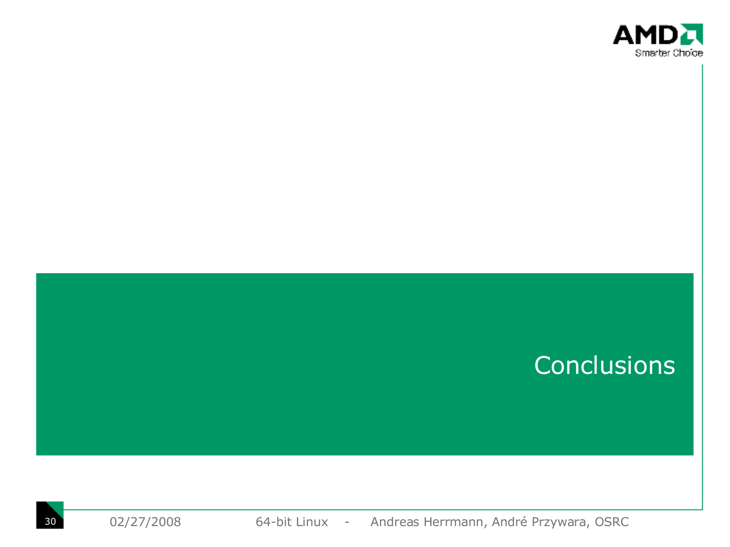# Conclusions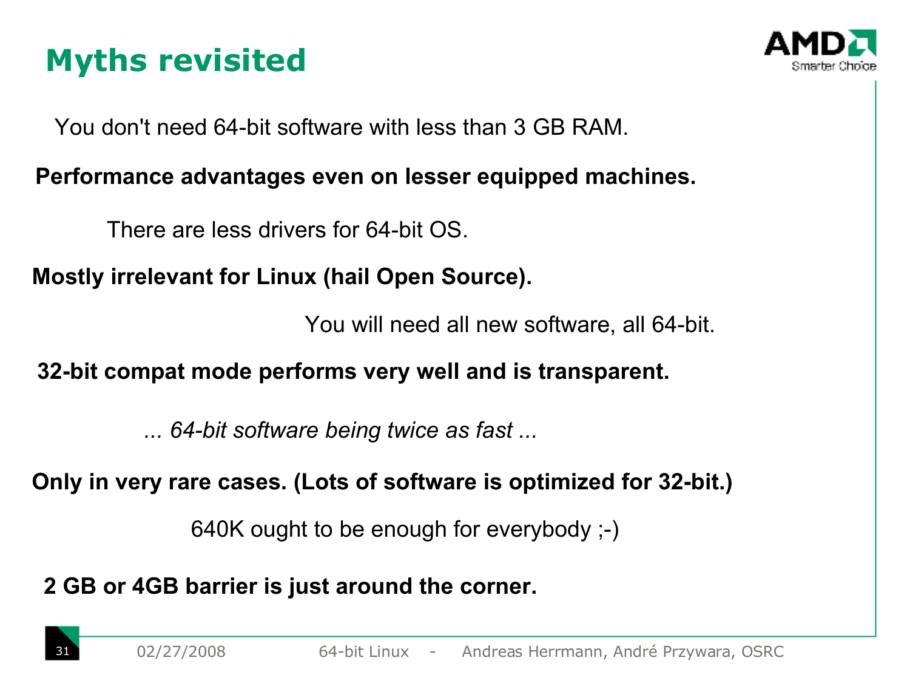# Myths revisited

You don't need 64-bit software with less than 3 GB RAM.

**Performance advantages even on lesser equipped machines.**

There are less drivers for 64-bit OS.

**Mostly irrelevant for Linux (hail Open Source).**

You will need all new software, all 64-bit.

**32-bit compat mode performs very well and is transparent.**

*... 64-bit software being twice as fast ...*

**Only in very rare cases. (Lots of software is optimized for 32-bit.)**

640K ought to be enough for everybody ;-)

**2 GB or 4GB barrier is just around the corner.**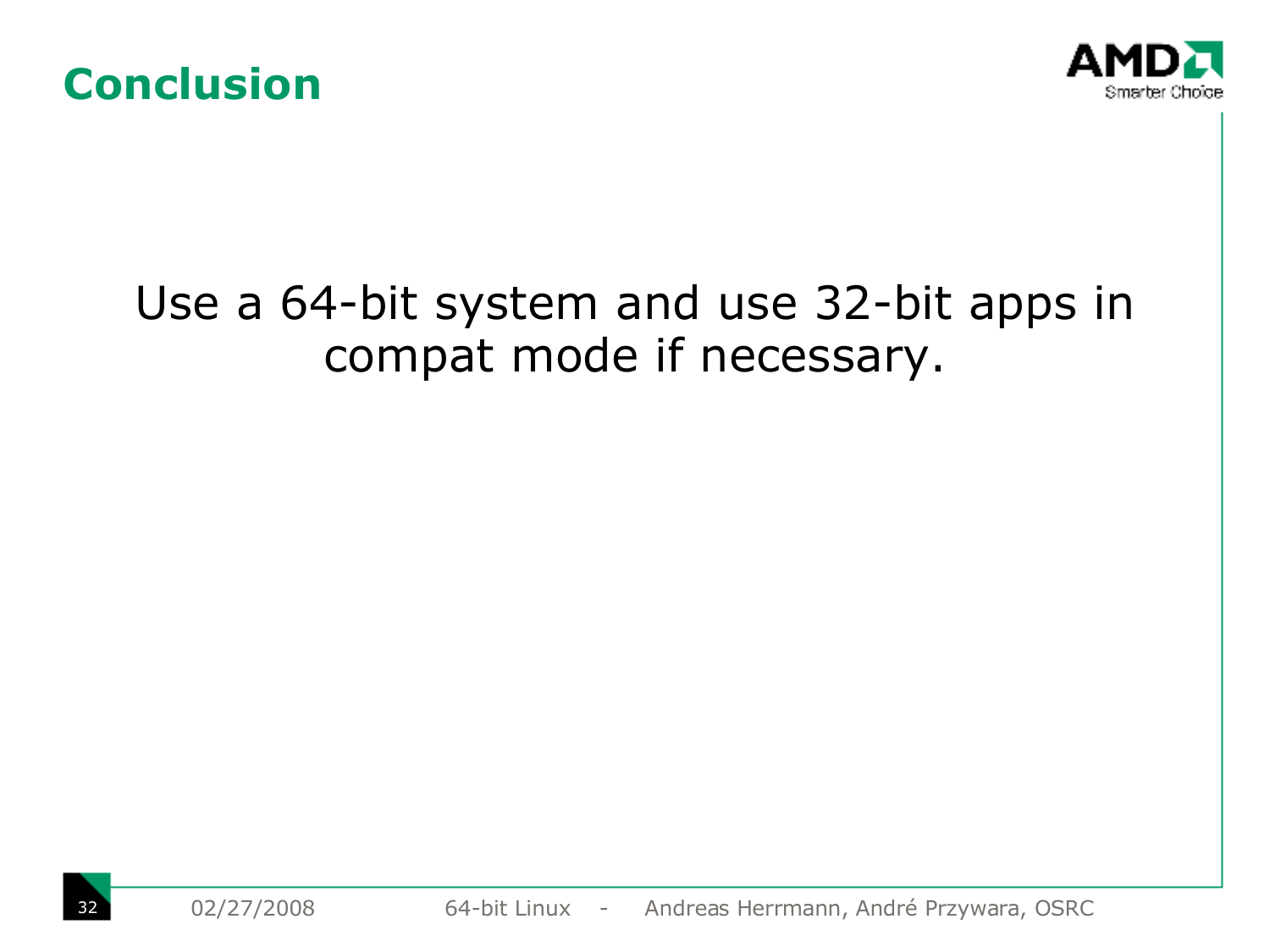# Conclusion

Use a 64-bit system and use 32-bit apps in compat mode if necessary.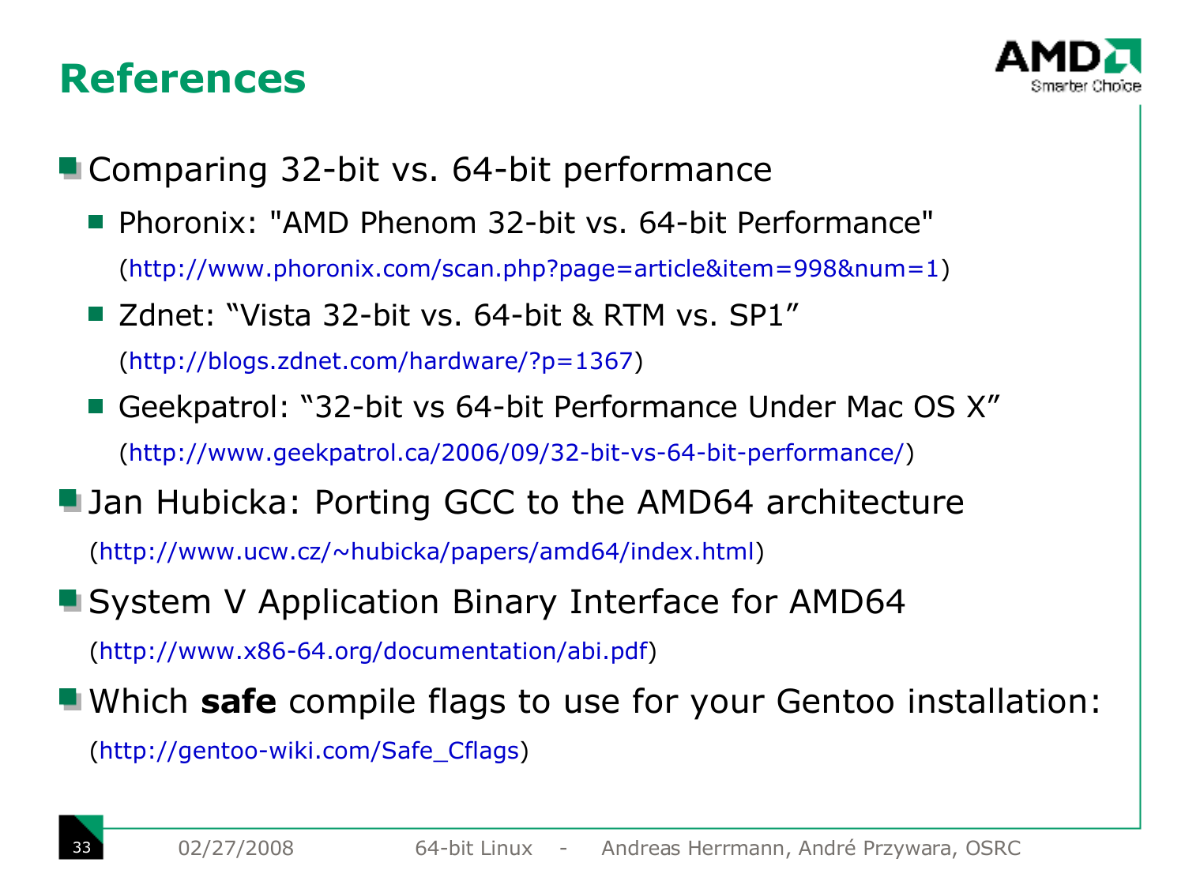# References

- Comparing 32-bit vs. 64-bit performance
  - Phoronix: "AMD Phenom 32-bit vs. 64-bit Performance"
    (http://www.phoronix.com/scan.php?page=article&item=998&num=1)
  - Zdnet: “Vista 32-bit vs. 64-bit & RTM vs. SP1”
    (http://blogs.zdnet.com/hardware/?p=1367)
  - Geekpatrol: “32-bit vs 64-bit Performance Under Mac OS X”
    (http://www.geekpatrol.ca/2006/09/32-bit-vs-64-bit-performance/)
- Jan Hubicka: Porting GCC to the AMD64 architecture
  (http://www.ucw.cz/~hubicka/papers/amd64/index.html)
- System V Application Binary Interface for AMD64
  (http://www.x86-64.org/documentation/abi.pdf)
- Which **safe** compile flags to use for your Gentoo installation:
  (http://gentoo-wiki.com/Safe_Cflags)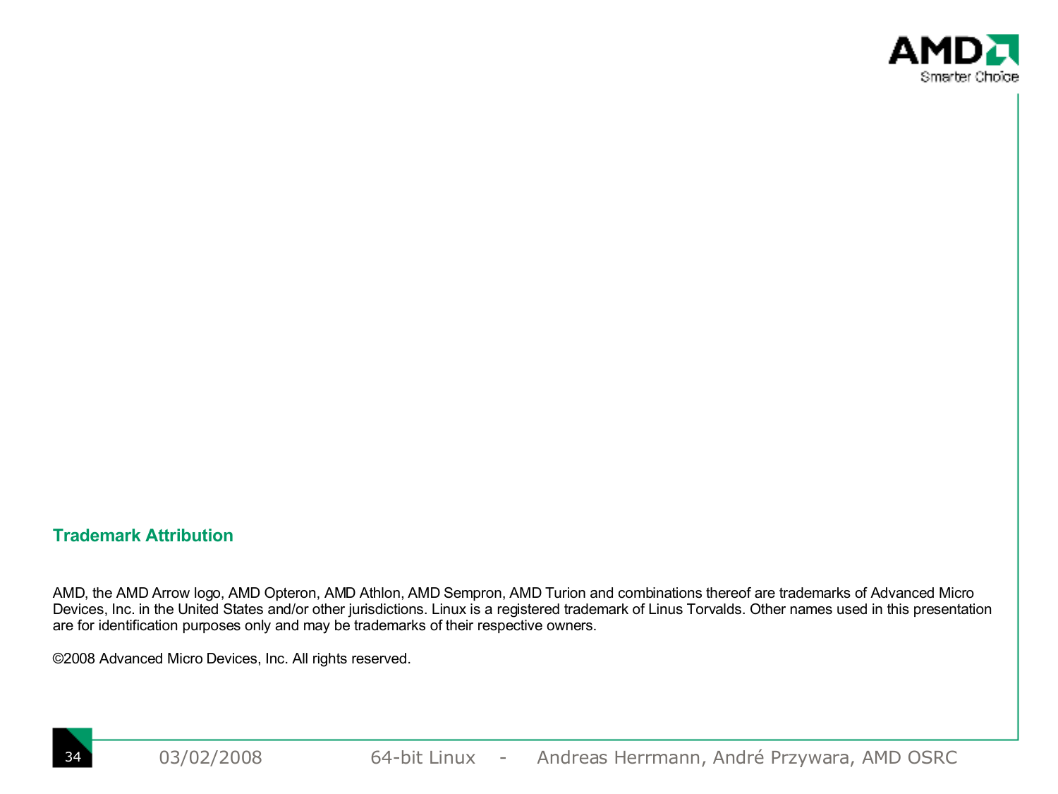## Trademark Attribution

AMD, the AMD Arrow logo, AMD Opteron, AMD Athlon, AMD Sempron, AMD Turion and combinations thereof are trademarks of Advanced Micro Devices, Inc. in the United States and/or other jurisdictions. Linux is a registered trademark of Linus Torvalds. Other names used in this presentation are for identification purposes only and may be trademarks of their respective owners.

©2008 Advanced Micro Devices, Inc. All rights reserved.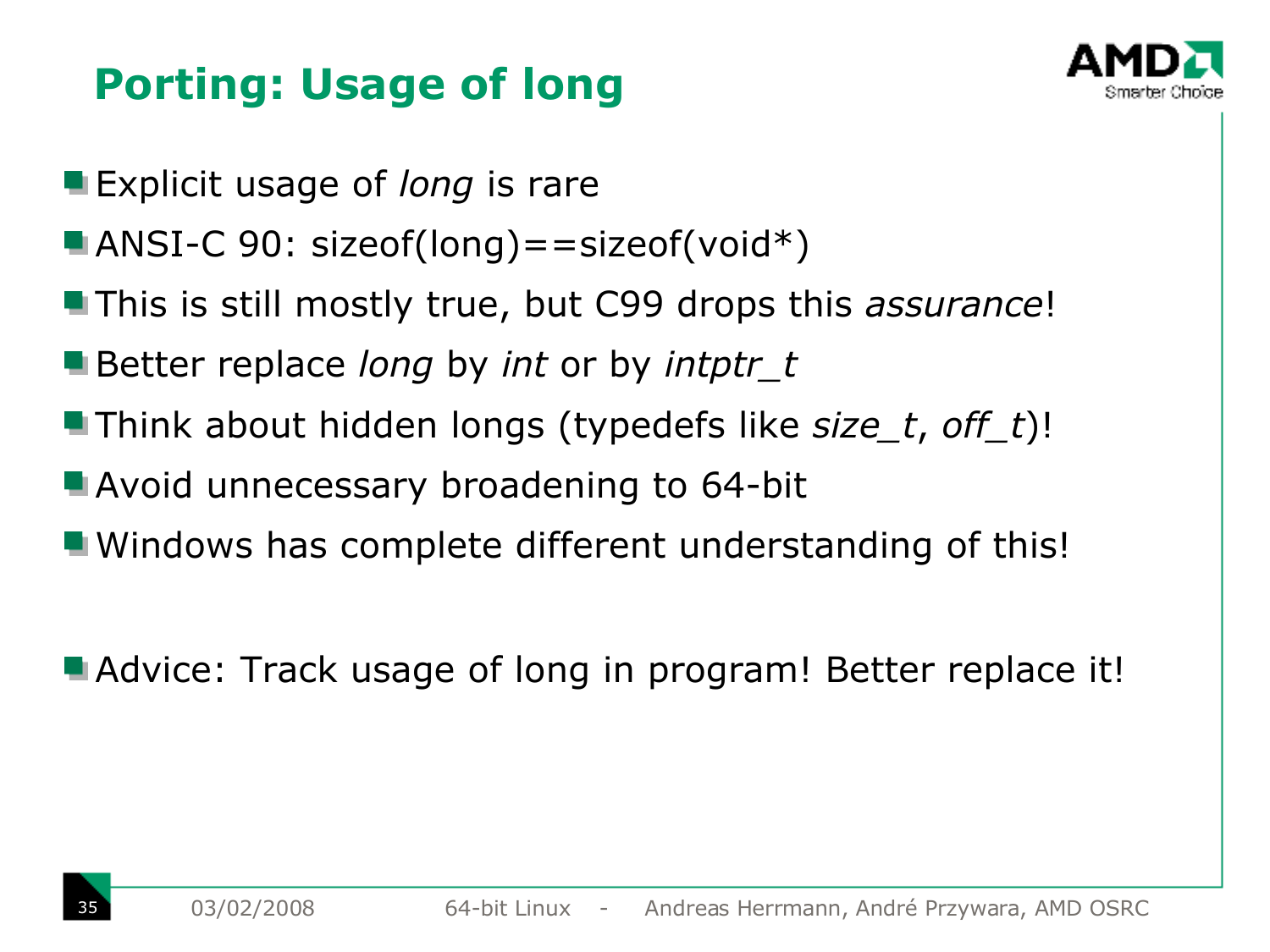# Porting: Usage of long

- Explicit usage of *long* is rare
- ANSI-C 90: sizeof(long)==sizeof(void*)
- This is still mostly true, but C99 drops this *assurance*!
- Better replace *long* by *int* or by *intptr_t*
- Think about hidden longs (typedefs like *size_t*, *off_t*)!
- Avoid unnecessary broadening to 64-bit
- Windows has complete different understanding of this!

- Advice: Track usage of long in program! Better replace it!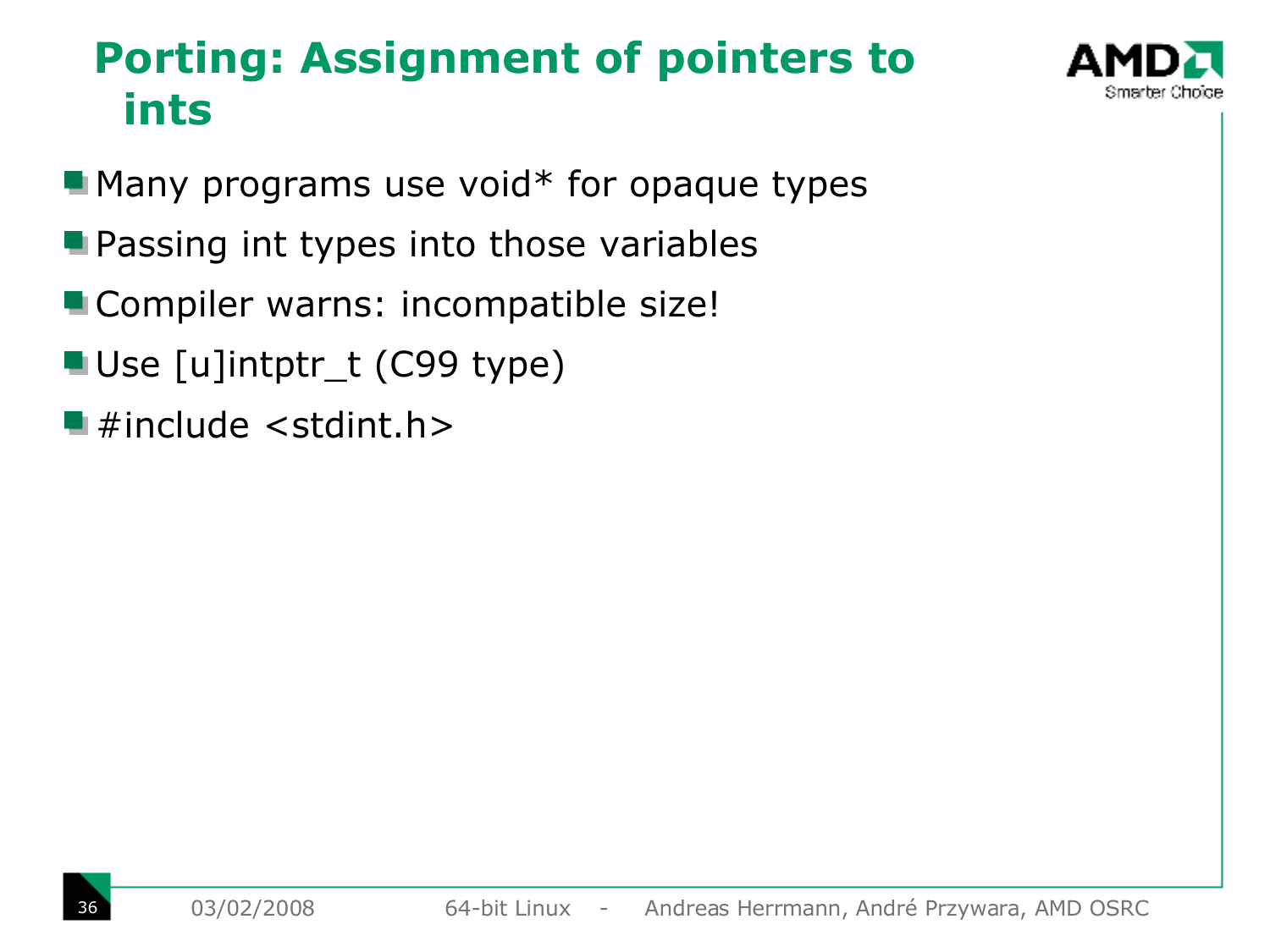# Porting: Assignment of pointers to ints

- Many programs use void* for opaque types
- Passing int types into those variables
- Compiler warns: incompatible size!
- Use [u]intptr_t (C99 type)
- #include <stdint.h>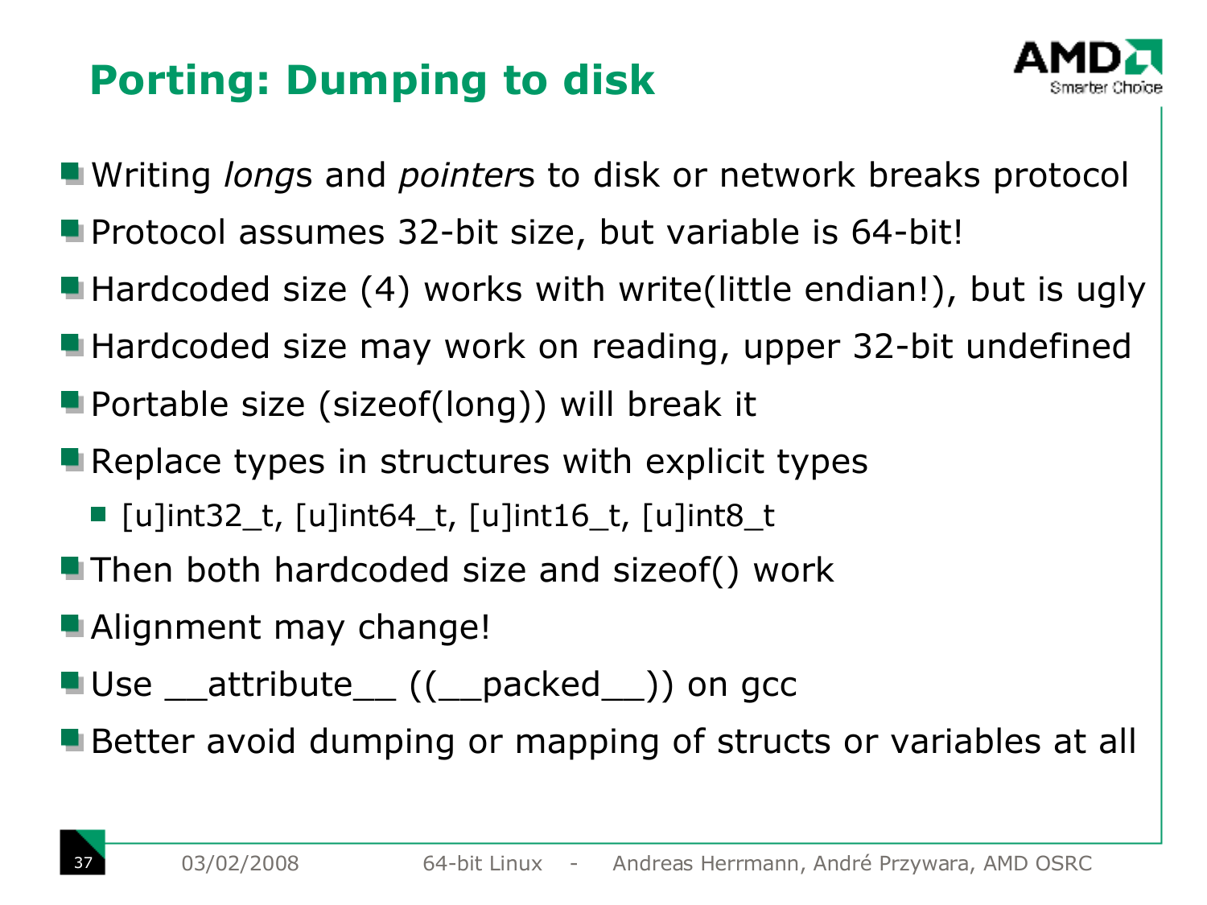# Porting: Dumping to disk

- Writing *long*s and *pointer*s to disk or network breaks protocol
- Protocol assumes 32-bit size, but variable is 64-bit!
- Hardcoded size (4) works with write(little endian!), but is ugly
- Hardcoded size may work on reading, upper 32-bit undefined
- Portable size (sizeof(long)) will break it
- Replace types in structures with explicit types
  - [u]int32_t, [u]int64_t, [u]int16_t, [u]int8_t
- Then both hardcoded size and sizeof() work
- Alignment may change!
- Use __attribute__ ((__packed__)) on gcc
- Better avoid dumping or mapping of structs or variables at all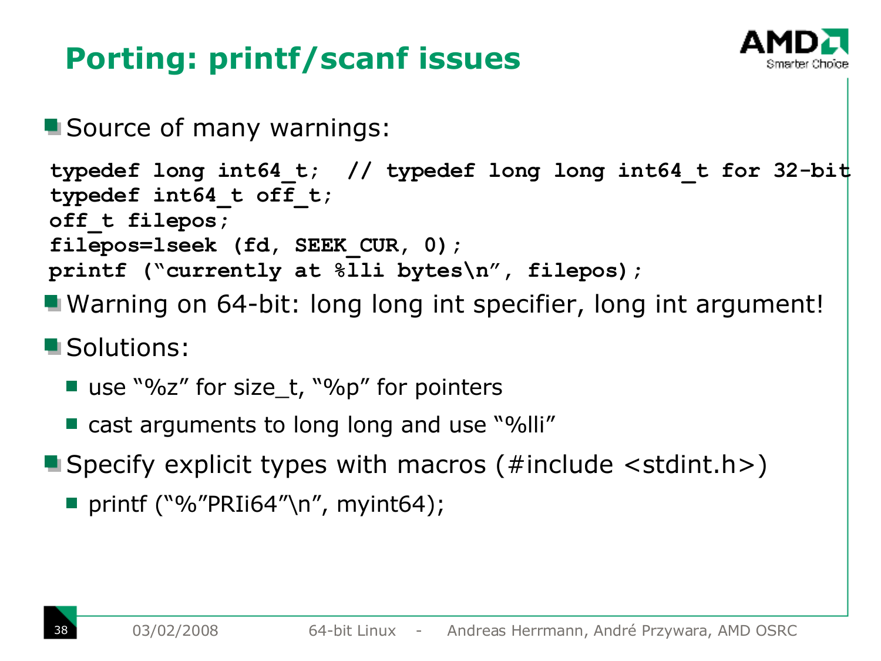# Porting: printf/scanf issues

- Source of many warnings:

```
typedef long int64_t;  // typedef long long int64_t for 32-bit
typedef int64_t off_t;
off_t filepos;
filepos=lseek (fd, SEEK_CUR, 0);
printf ("currently at %lli bytes\n", filepos);
```

- Warning on 64-bit: long long int specifier, long int argument!
- Solutions:
  - use "%z" for size_t, "%p" for pointers
  - cast arguments to long long and use "%lli"
- Specify explicit types with macros (#include <stdint.h>)
  - printf ("%"PRIi64"\n", myint64);